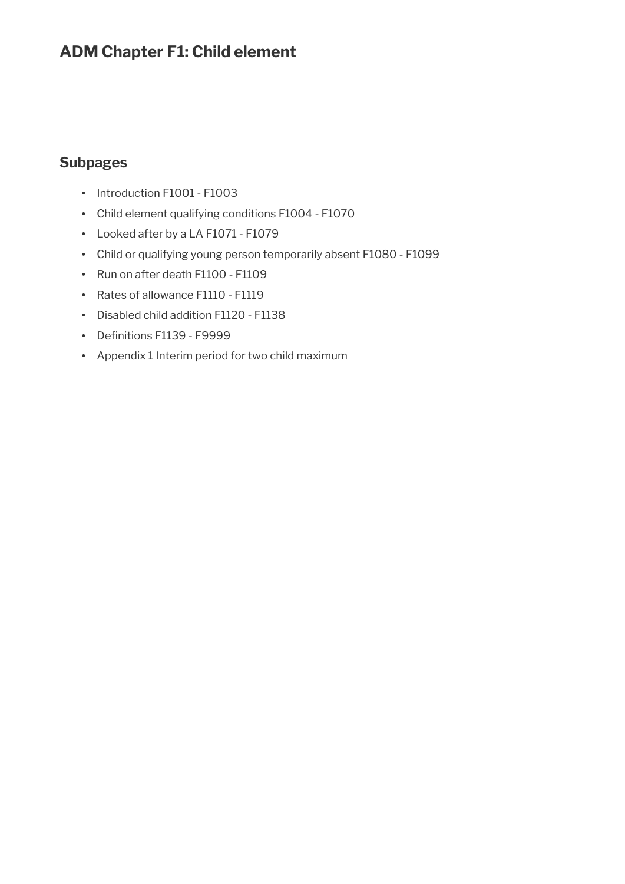# ADM Chapter F1: Child element

## Subpages

- Introduction F1001 - F1003
- Child element qualifying conditions F1004 - F1070
- Looked after by a LA F1071 - F1079
- Child or qualifying young person temporarily absent F1080 - F1099
- Run on after death F1100 - F1109
- Rates of allowance F1110 - F1119
- Disabled child addition F1120 - F1138
- Definitions F1139 - F9999
- Appendix 1 Interim period for two child maximum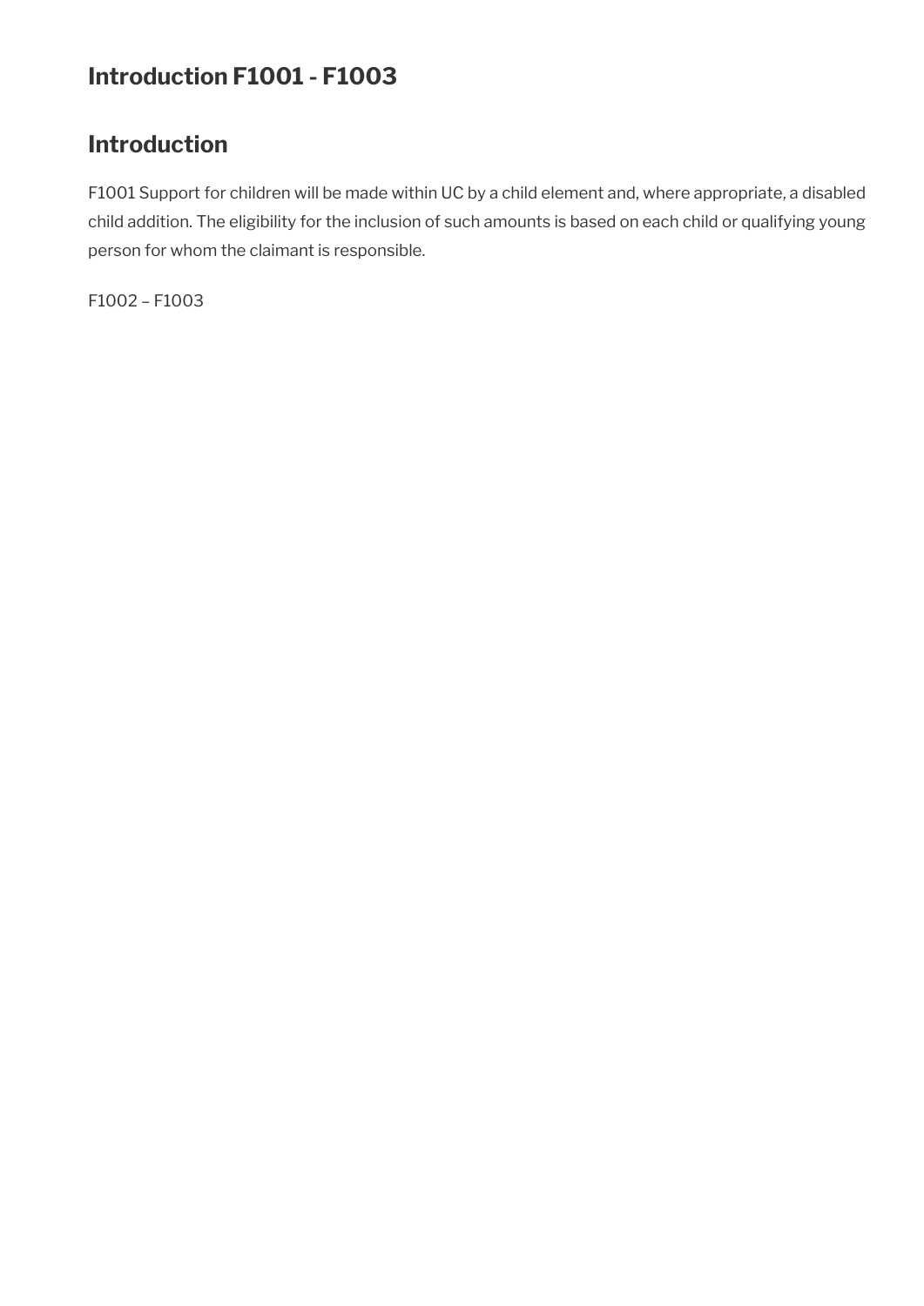# Introduction F1001 - F1003

## Introduction

F1001 Support for children will be made within UC by a child element and, where appropriate, a disabled child addition. The eligibility for the inclusion of such amounts is based on each child or qualifying young person for whom the claimant is responsible.

F1002 – F1003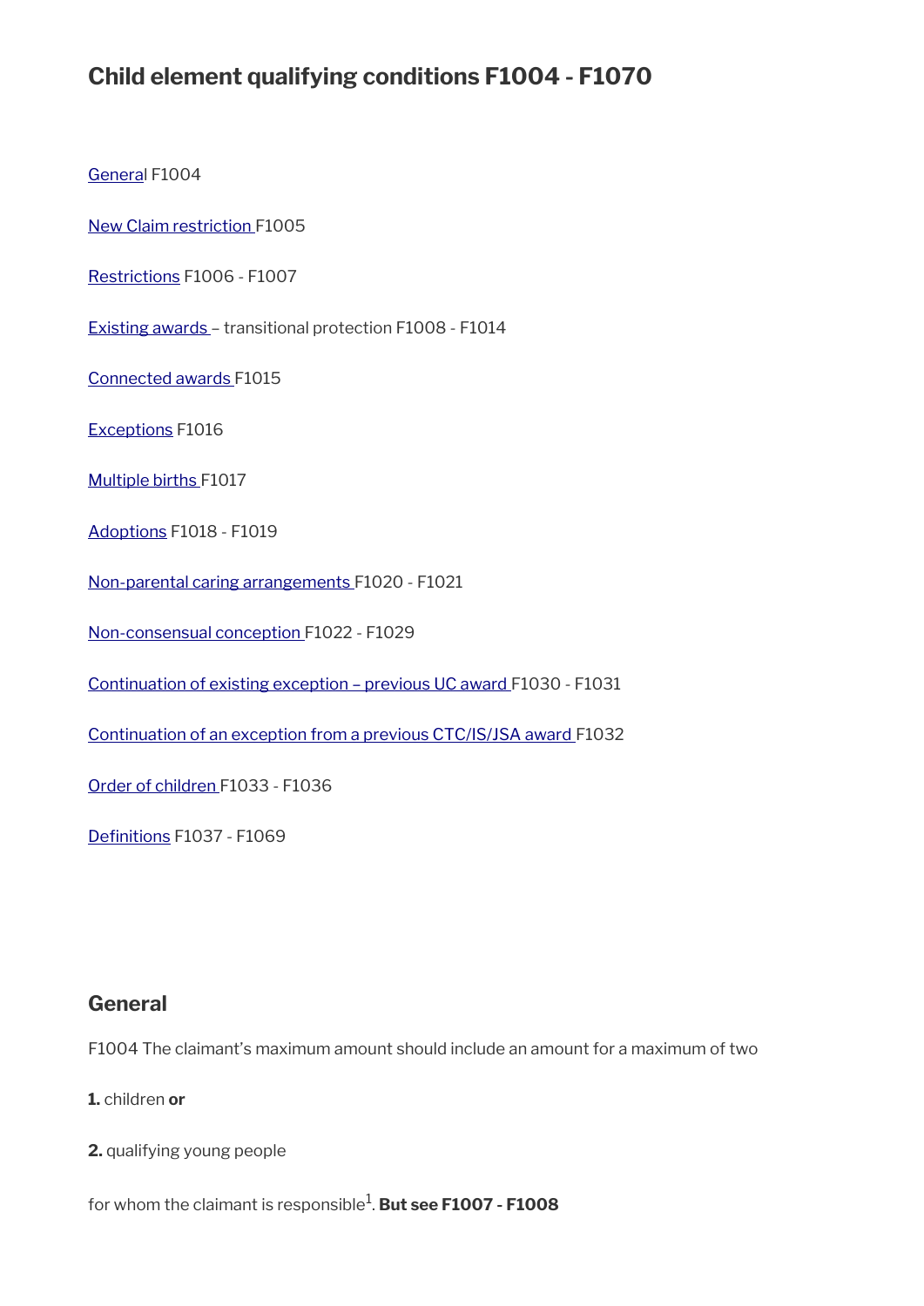## Child element qualifying conditions F1004 - F1070

General F1004

New Claim restriction F1005

Restrictions F1006 - F1007

Existing awards – transitional protection F1008 - F1014

Connected awards F1015

Exceptions F1016

Multiple births F1017

Adoptions F1018 - F1019

Non-parental caring arrangements F1020 - F1021

Non-consensual conception F1022 - F1029

Continuation of existing exception – previous UC award F1030 - F1031

Continuation of an exception from a previous CTC/IS/JSA award F1032

Order of children F1033 - F1036

Definitions F1037 - F1069

### General

F1004 The claimant's maximum amount should include an amount for a maximum of two

**1.** children **or**

**2.** qualifying young people

for whom the claimant is responsible[1]. **But see F1007 - F1008**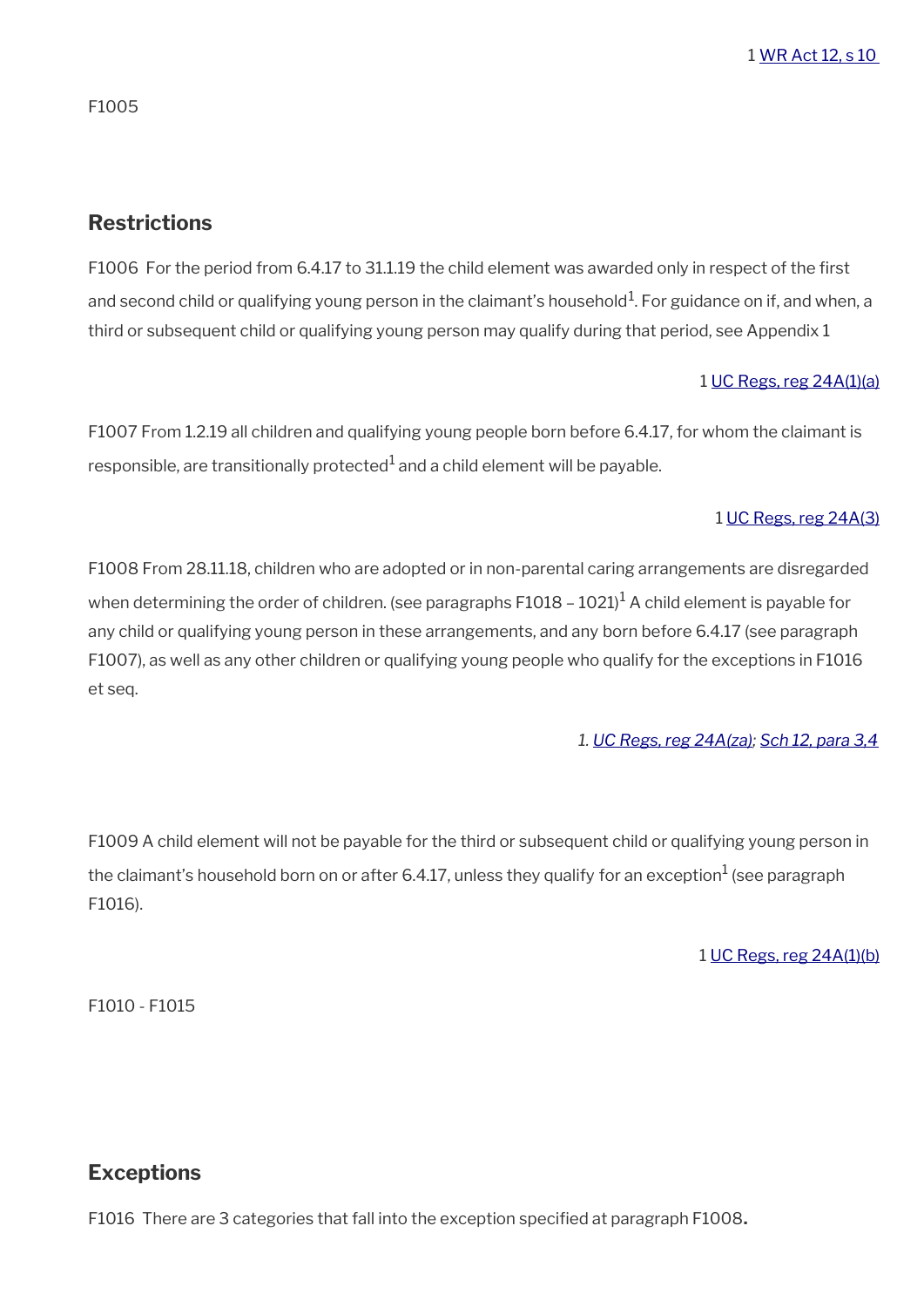1 WR Act 12, s 10

F1005

## Restrictions

F1006  For the period from 6.4.17 to 31.1.19 the child element was awarded only in respect of the first and second child or qualifying young person in the claimant's household[1]. For guidance on if, and when, a third or subsequent child or qualifying young person may qualify during that period, see Appendix 1

1 UC Regs, reg 24A(1)(a)

F1007 From 1.2.19 all children and qualifying young people born before 6.4.17, for whom the claimant is responsible, are transitionally protected[1] and a child element will be payable.

1 UC Regs, reg 24A(3)

F1008 From 28.11.18, children who are adopted or in non-parental caring arrangements are disregarded when determining the order of children. (see paragraphs F1018 – 1021)[1] A child element is payable for any child or qualifying young person in these arrangements, and any born before 6.4.17 (see paragraph F1007), as well as any other children or qualifying young people who qualify for the exceptions in F1016 et seq.

*1. UC Regs, reg 24A(za); Sch 12, para 3,4*

F1009 A child element will not be payable for the third or subsequent child or qualifying young person in the claimant's household born on or after 6.4.17, unless they qualify for an exception[1] (see paragraph F1016).

1 UC Regs, reg 24A(1)(b)

F1010 - F1015

## Exceptions

F1016  There are 3 categories that fall into the exception specified at paragraph F1008**.**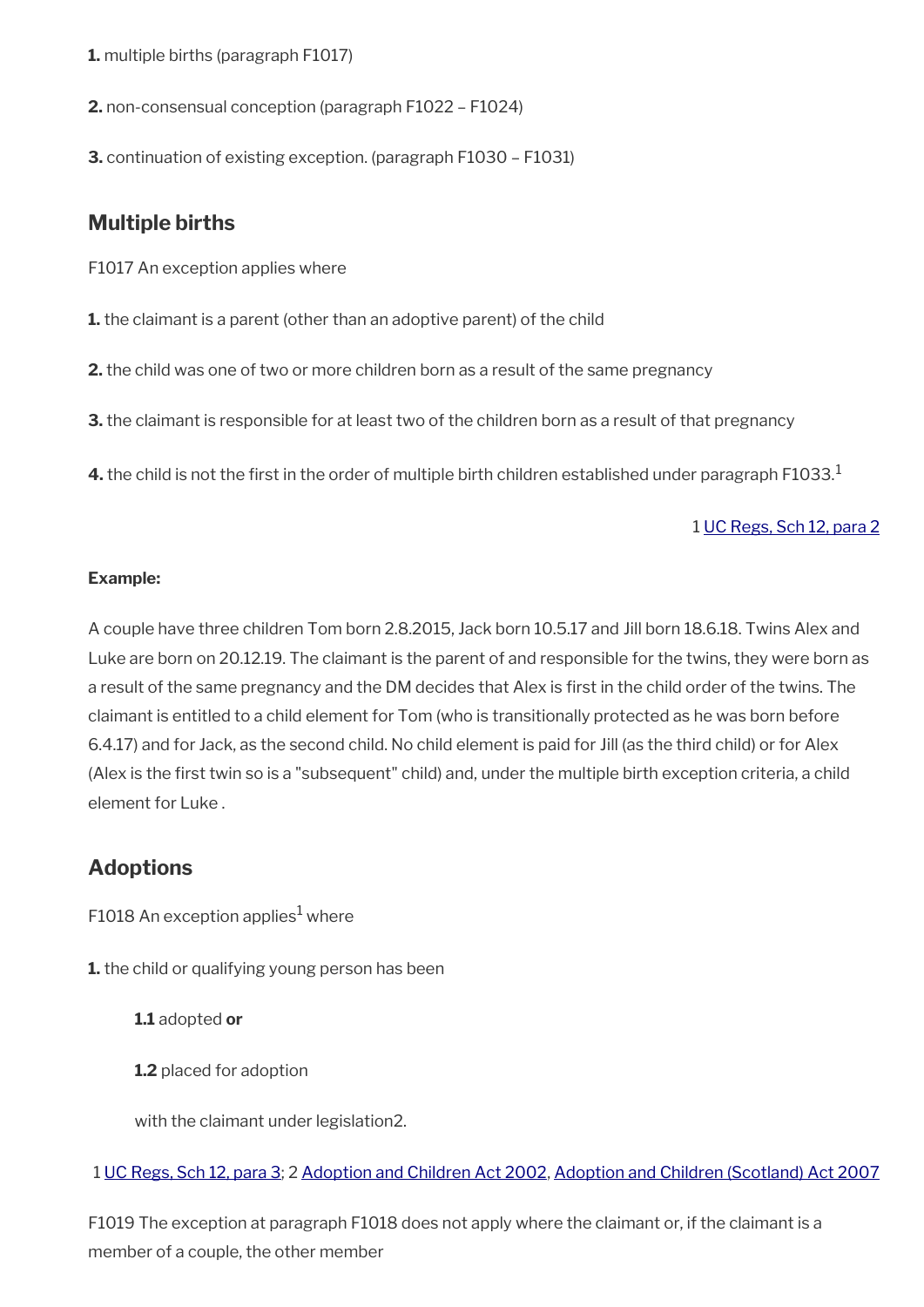**1.** multiple births (paragraph F1017)

**2.** non-consensual conception (paragraph F1022 – F1024)

**3.** continuation of existing exception. (paragraph F1030 – F1031)

## Multiple births

F1017 An exception applies where

**1.** the claimant is a parent (other than an adoptive parent) of the child

**2.** the child was one of two or more children born as a result of the same pregnancy

**3.** the claimant is responsible for at least two of the children born as a result of that pregnancy

**4.** the child is not the first in the order of multiple birth children established under paragraph F1033.[1]

1 UC Regs, Sch 12, para 2

**Example:**

A couple have three children Tom born 2.8.2015, Jack born 10.5.17 and Jill born 18.6.18. Twins Alex and Luke are born on 20.12.19. The claimant is the parent of and responsible for the twins, they were born as a result of the same pregnancy and the DM decides that Alex is first in the child order of the twins. The claimant is entitled to a child element for Tom (who is transitionally protected as he was born before 6.4.17) and for Jack, as the second child. No child element is paid for Jill (as the third child) or for Alex (Alex is the first twin so is a "subsequent" child) and, under the multiple birth exception criteria, a child element for Luke .

## Adoptions

F1018 An exception applies[1] where

**1.** the child or qualifying young person has been

> **1.1** adopted **or**
>
> **1.2** placed for adoption
>
> with the claimant under legislation2.

1 UC Regs, Sch 12, para 3; 2 Adoption and Children Act 2002, Adoption and Children (Scotland) Act 2007

F1019 The exception at paragraph F1018 does not apply where the claimant or, if the claimant is a member of a couple, the other member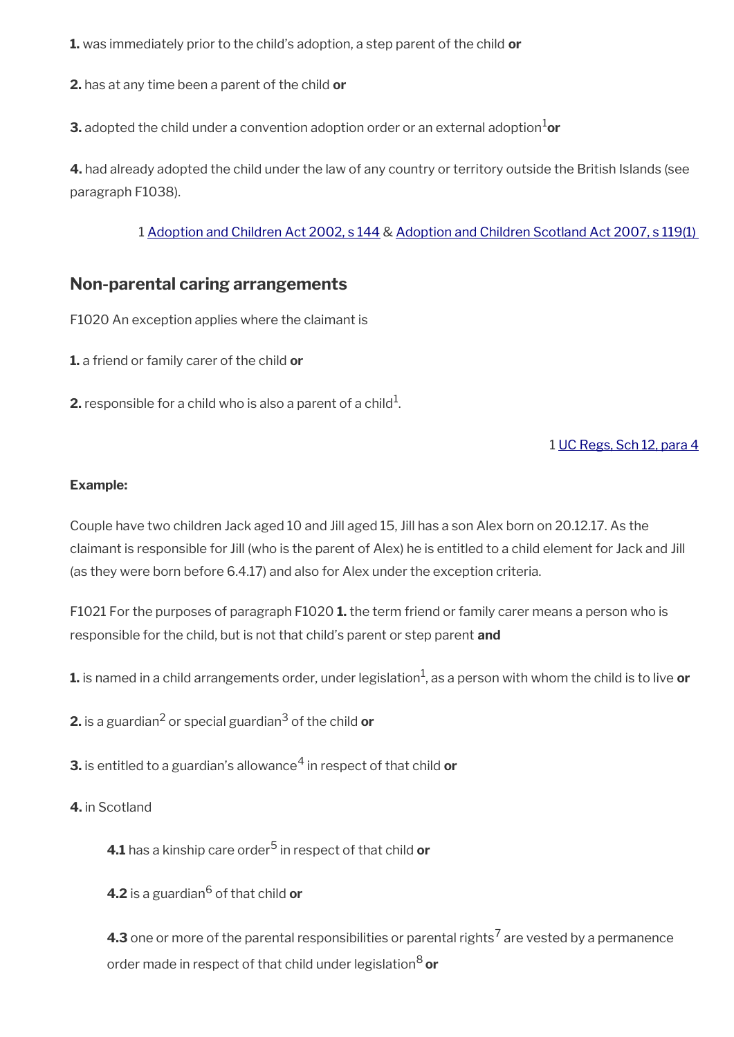**1.** was immediately prior to the child's adoption, a step parent of the child **or**

**2.** has at any time been a parent of the child **or**

**3.** adopted the child under a convention adoption order or an external adoption[1] **or**

**4.** had already adopted the child under the law of any country or territory outside the British Islands (see paragraph F1038).

1 Adoption and Children Act 2002, s 144 & Adoption and Children Scotland Act 2007, s 119(1)

## Non-parental caring arrangements

F1020 An exception applies where the claimant is

**1.** a friend or family carer of the child **or**

**2.** responsible for a child who is also a parent of a child[1].

1 UC Regs, Sch 12, para 4

**Example:**

Couple have two children Jack aged 10 and Jill aged 15, Jill has a son Alex born on 20.12.17. As the claimant is responsible for Jill (who is the parent of Alex) he is entitled to a child element for Jack and Jill (as they were born before 6.4.17) and also for Alex under the exception criteria.

F1021 For the purposes of paragraph F1020 **1.** the term friend or family carer means a person who is responsible for the child, but is not that child's parent or step parent **and**

**1.** is named in a child arrangements order, under legislation[1], as a person with whom the child is to live **or**

**2.** is a guardian[2] or special guardian[3] of the child **or**

**3.** is entitled to a guardian's allowance[4] in respect of that child **or**

**4.** in Scotland

> **4.1** has a kinship care order[5] in respect of that child **or**
>
> **4.2** is a guardian[6] of that child **or**
>
> **4.3** one or more of the parental responsibilities or parental rights[7] are vested by a permanence order made in respect of that child under legislation[8] **or**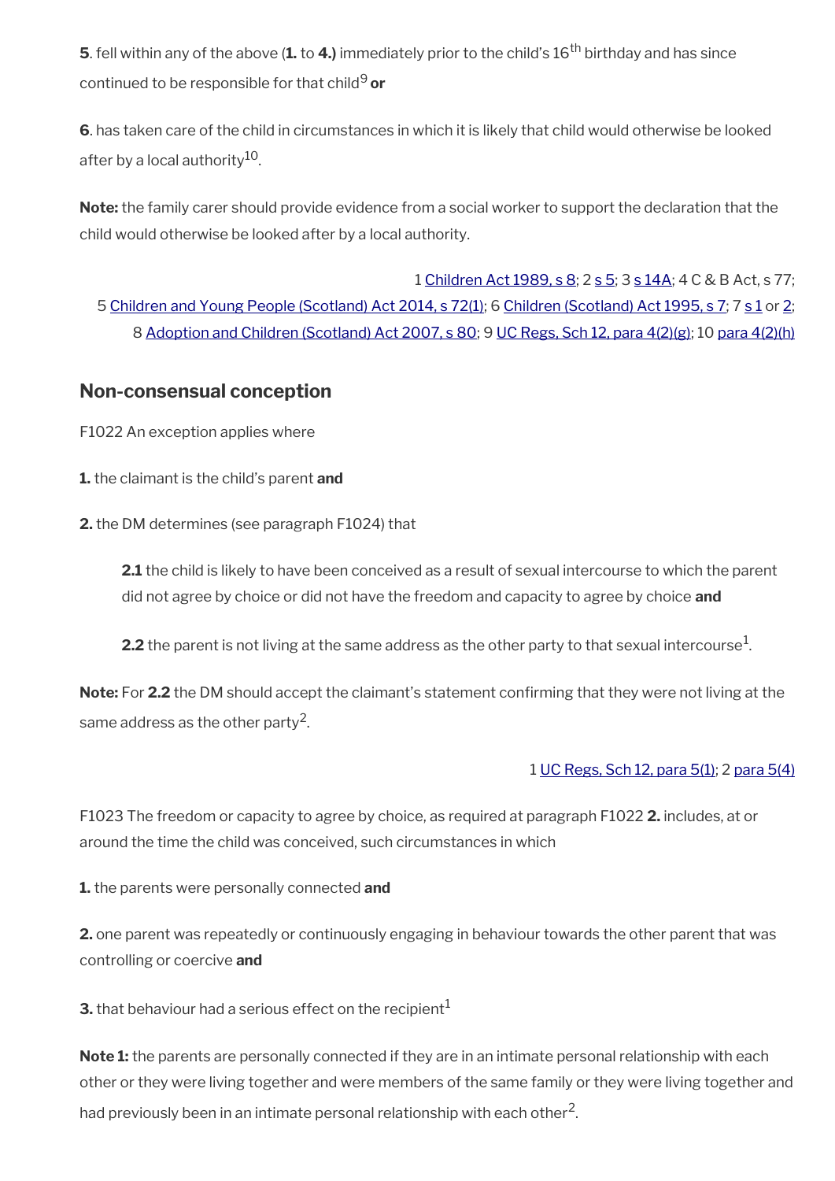**5**. fell within any of the above (**1.** to **4.)** immediately prior to the child's 16th birthday and has since continued to be responsible for that child[9] **or**

**6**. has taken care of the child in circumstances in which it is likely that child would otherwise be looked after by a local authority[10].

**Note:** the family carer should provide evidence from a social worker to support the declaration that the child would otherwise be looked after by a local authority.

1 Children Act 1989, s 8; 2 s 5; 3 s 14A; 4 C & B Act, s 77; 5 Children and Young People (Scotland) Act 2014, s 72(1); 6 Children (Scotland) Act 1995, s 7; 7 s 1 or 2; 8 Adoption and Children (Scotland) Act 2007, s 80; 9 UC Regs, Sch 12, para 4(2)(g); 10 para 4(2)(h)

## Non-consensual conception

F1022 An exception applies where

**1.** the claimant is the child's parent **and**

**2.** the DM determines (see paragraph F1024) that

> **2.1** the child is likely to have been conceived as a result of sexual intercourse to which the parent did not agree by choice or did not have the freedom and capacity to agree by choice **and**
>
> **2.2** the parent is not living at the same address as the other party to that sexual intercourse[1].

**Note:** For **2.2** the DM should accept the claimant's statement confirming that they were not living at the same address as the other party[2].

1 UC Regs, Sch 12, para 5(1); 2 para 5(4)

F1023 The freedom or capacity to agree by choice, as required at paragraph F1022 **2.** includes, at or around the time the child was conceived, such circumstances in which

**1.** the parents were personally connected **and**

**2.** one parent was repeatedly or continuously engaging in behaviour towards the other parent that was controlling or coercive **and**

**3.** that behaviour had a serious effect on the recipient[1]

**Note 1:** the parents are personally connected if they are in an intimate personal relationship with each other or they were living together and were members of the same family or they were living together and had previously been in an intimate personal relationship with each other[2].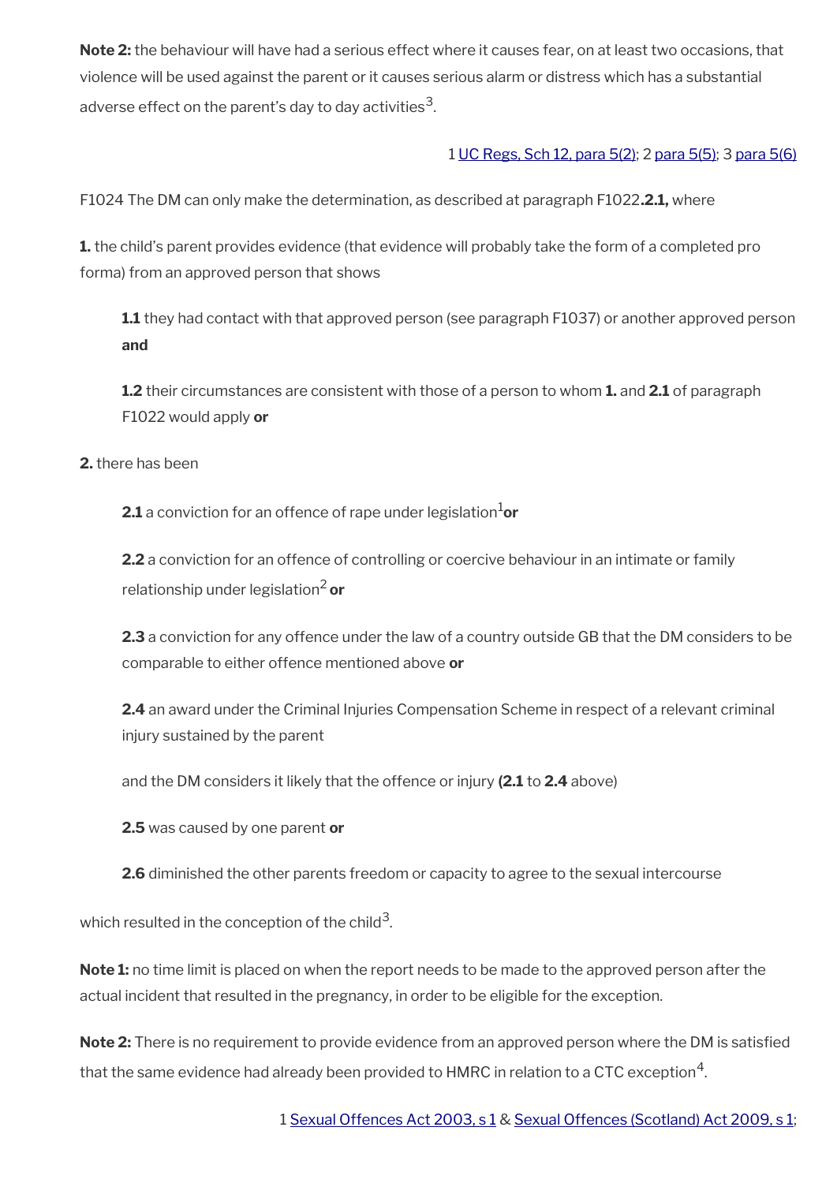**Note 2:** the behaviour will have had a serious effect where it causes fear, on at least two occasions, that violence will be used against the parent or it causes serious alarm or distress which has a substantial adverse effect on the parent's day to day activities[3].

1 UC Regs, Sch 12, para 5(2); 2 para 5(5); 3 para 5(6)

F1024 The DM can only make the determination, as described at paragraph F1022**.2.1,** where

**1.** the child's parent provides evidence (that evidence will probably take the form of a completed pro forma) from an approved person that shows

> **1.1** they had contact with that approved person (see paragraph F1037) or another approved person **and**
>
> **1.2** their circumstances are consistent with those of a person to whom **1.** and **2.1** of paragraph F1022 would apply **or**

**2.** there has been

> **2.1** a conviction for an offence of rape under legislation[1] **or**
>
> **2.2** a conviction for an offence of controlling or coercive behaviour in an intimate or family relationship under legislation[2] **or**
>
> **2.3** a conviction for any offence under the law of a country outside GB that the DM considers to be comparable to either offence mentioned above **or**
>
> **2.4** an award under the Criminal Injuries Compensation Scheme in respect of a relevant criminal injury sustained by the parent
>
> and the DM considers it likely that the offence or injury **(2.1** to **2.4** above)
>
> **2.5** was caused by one parent **or**
>
> **2.6** diminished the other parents freedom or capacity to agree to the sexual intercourse

which resulted in the conception of the child[3].

**Note 1:** no time limit is placed on when the report needs to be made to the approved person after the actual incident that resulted in the pregnancy, in order to be eligible for the exception.

**Note 2:** There is no requirement to provide evidence from an approved person where the DM is satisfied that the same evidence had already been provided to HMRC in relation to a CTC exception[4].

1 Sexual Offences Act 2003, s 1 & Sexual Offences (Scotland) Act 2009, s 1;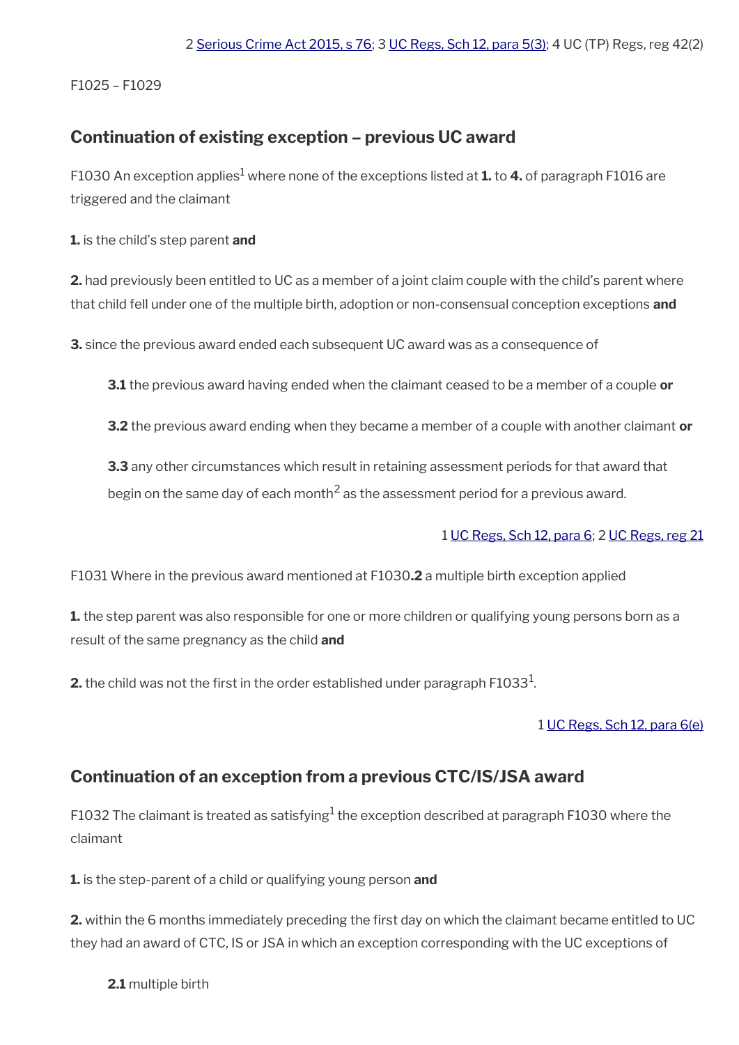2 Serious Crime Act 2015, s 76; 3 UC Regs, Sch 12, para 5(3); 4 UC (TP) Regs, reg 42(2)

F1025 – F1029

## Continuation of existing exception – previous UC award

F1030 An exception applies[1] where none of the exceptions listed at **1.** to **4.** of paragraph F1016 are triggered and the claimant

**1.** is the child's step parent **and**

**2.** had previously been entitled to UC as a member of a joint claim couple with the child's parent where that child fell under one of the multiple birth, adoption or non-consensual conception exceptions **and**

**3.** since the previous award ended each subsequent UC award was as a consequence of

> **3.1** the previous award having ended when the claimant ceased to be a member of a couple **or**
>
> **3.2** the previous award ending when they became a member of a couple with another claimant **or**
>
> **3.3** any other circumstances which result in retaining assessment periods for that award that begin on the same day of each month[2] as the assessment period for a previous award.

1 UC Regs, Sch 12, para 6; 2 UC Regs, reg 21

F1031 Where in the previous award mentioned at F1030**.2** a multiple birth exception applied

**1.** the step parent was also responsible for one or more children or qualifying young persons born as a result of the same pregnancy as the child **and**

**2.** the child was not the first in the order established under paragraph F1033[1].

1 UC Regs, Sch 12, para 6(e)

## Continuation of an exception from a previous CTC/IS/JSA award

F1032 The claimant is treated as satisfying[1] the exception described at paragraph F1030 where the claimant

**1.** is the step-parent of a child or qualifying young person **and**

**2.** within the 6 months immediately preceding the first day on which the claimant became entitled to UC they had an award of CTC, IS or JSA in which an exception corresponding with the UC exceptions of

> **2.1** multiple birth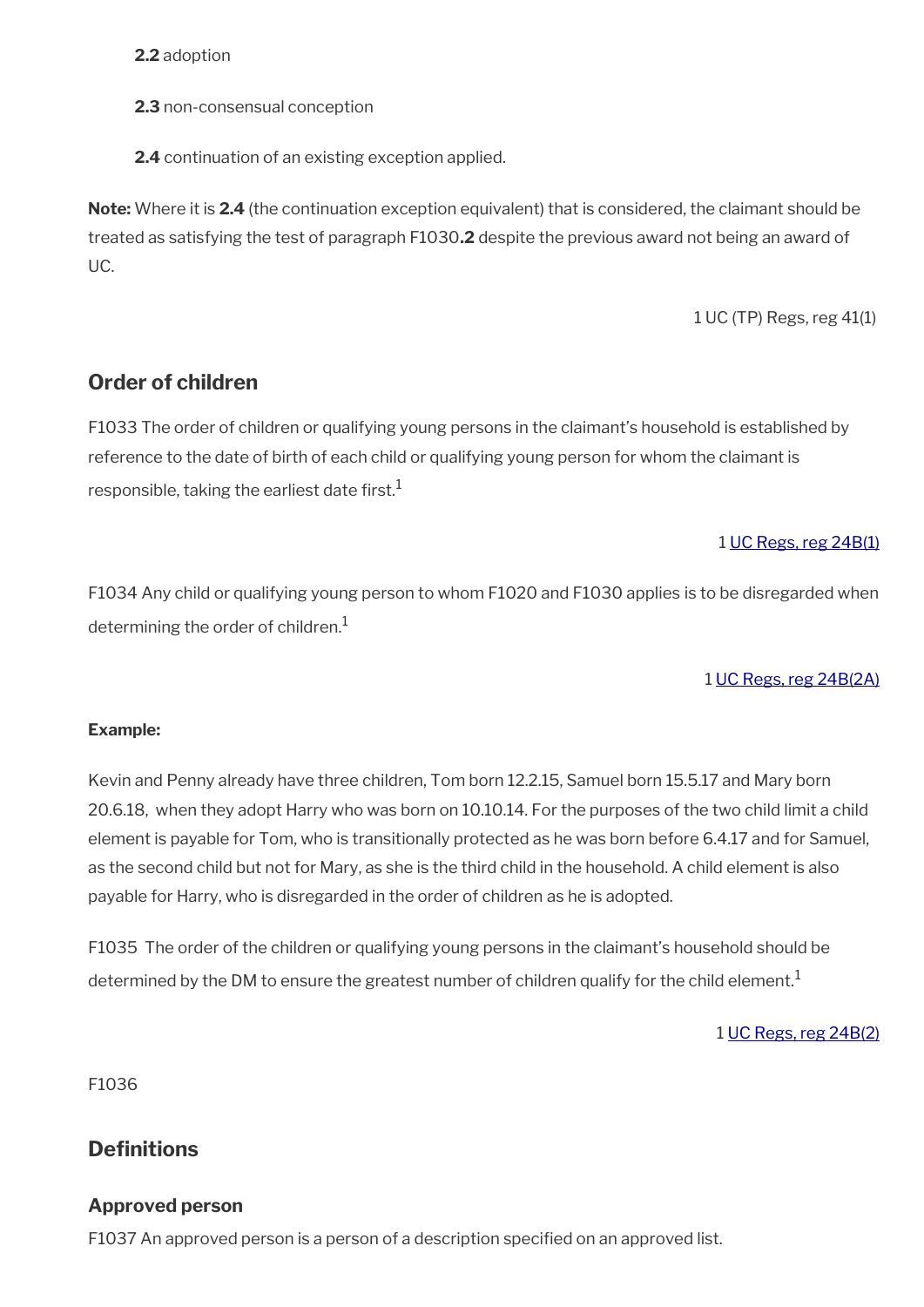**2.2** adoption

**2.3** non-consensual conception

**2.4** continuation of an existing exception applied.

**Note:** Where it is **2.4** (the continuation exception equivalent) that is considered, the claimant should be treated as satisfying the test of paragraph F1030**.2** despite the previous award not being an award of UC.

1 UC (TP) Regs, reg 41(1)

## Order of children

F1033 The order of children or qualifying young persons in the claimant's household is established by reference to the date of birth of each child or qualifying young person for whom the claimant is responsible, taking the earliest date first.[1]

1 UC Regs, reg 24B(1)

F1034 Any child or qualifying young person to whom F1020 and F1030 applies is to be disregarded when determining the order of children.[1]

1 UC Regs, reg 24B(2A)

**Example:**

Kevin and Penny already have three children, Tom born 12.2.15, Samuel born 15.5.17 and Mary born 20.6.18, when they adopt Harry who was born on 10.10.14. For the purposes of the two child limit a child element is payable for Tom, who is transitionally protected as he was born before 6.4.17 and for Samuel, as the second child but not for Mary, as she is the third child in the household. A child element is also payable for Harry, who is disregarded in the order of children as he is adopted.

F1035 The order of the children or qualifying young persons in the claimant's household should be determined by the DM to ensure the greatest number of children qualify for the child element.[1]

1 UC Regs, reg 24B(2)

F1036

## Definitions

### Approved person

F1037 An approved person is a person of a description specified on an approved list.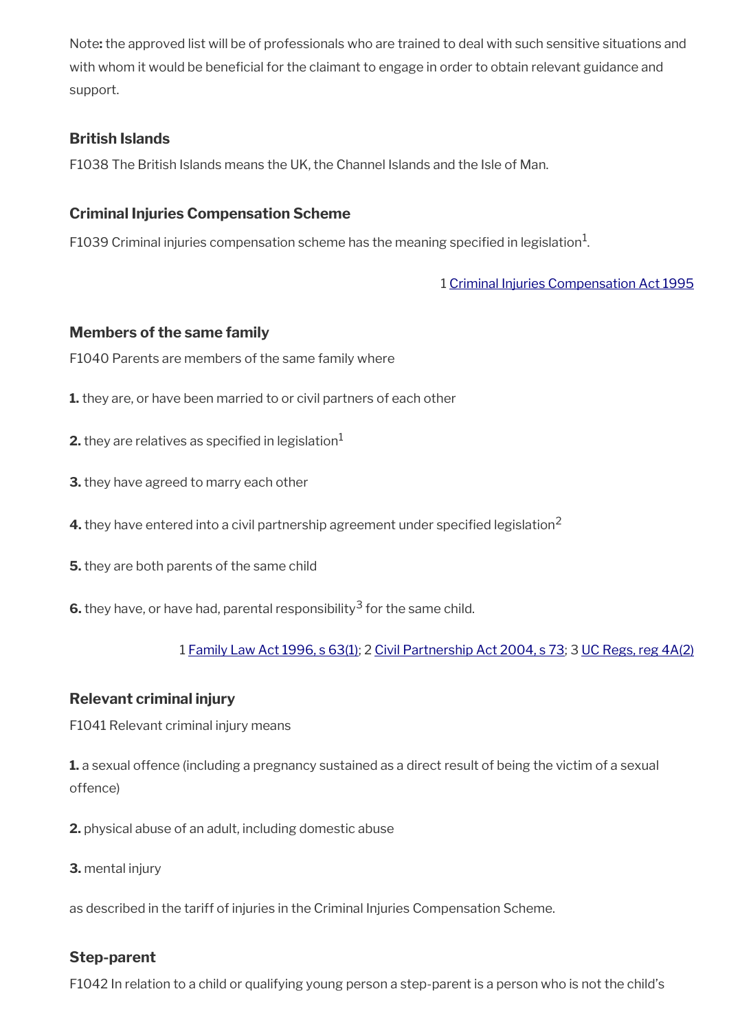Note**:** the approved list will be of professionals who are trained to deal with such sensitive situations and with whom it would be beneficial for the claimant to engage in order to obtain relevant guidance and support.

### British Islands

F1038 The British Islands means the UK, the Channel Islands and the Isle of Man.

### Criminal Injuries Compensation Scheme

F1039 Criminal injuries compensation scheme has the meaning specified in legislation[1].

1 Criminal Injuries Compensation Act 1995

### Members of the same family

F1040 Parents are members of the same family where

**1.** they are, or have been married to or civil partners of each other

**2.** they are relatives as specified in legislation[1]

**3.** they have agreed to marry each other

**4.** they have entered into a civil partnership agreement under specified legislation[2]

**5.** they are both parents of the same child

**6.** they have, or have had, parental responsibility[3] for the same child.

1 Family Law Act 1996, s 63(1); 2 Civil Partnership Act 2004, s 73; 3 UC Regs, reg 4A(2)

### Relevant criminal injury

F1041 Relevant criminal injury means

**1.** a sexual offence (including a pregnancy sustained as a direct result of being the victim of a sexual offence)

**2.** physical abuse of an adult, including domestic abuse

**3.** mental injury

as described in the tariff of injuries in the Criminal Injuries Compensation Scheme.

### Step-parent

F1042 In relation to a child or qualifying young person a step-parent is a person who is not the child's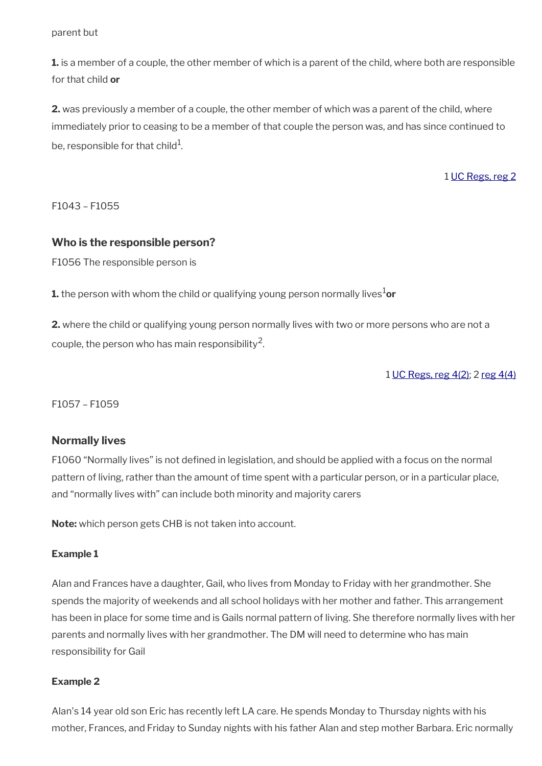parent but

**1.** is a member of a couple, the other member of which is a parent of the child, where both are responsible for that child **or**

**2.** was previously a member of a couple, the other member of which was a parent of the child, where immediately prior to ceasing to be a member of that couple the person was, and has since continued to be, responsible for that child[1].

1 UC Regs, reg 2

F1043 – F1055

### Who is the responsible person?

F1056 The responsible person is

**1.** the person with whom the child or qualifying young person normally lives[1] **or**

**2.** where the child or qualifying young person normally lives with two or more persons who are not a couple, the person who has main responsibility[2].

1 UC Regs, reg 4(2); 2 reg 4(4)

F1057 – F1059

### Normally lives

F1060 "Normally lives" is not defined in legislation, and should be applied with a focus on the normal pattern of living, rather than the amount of time spent with a particular person, or in a particular place, and "normally lives with" can include both minority and majority carers

**Note:** which person gets CHB is not taken into account.

#### Example 1

Alan and Frances have a daughter, Gail, who lives from Monday to Friday with her grandmother. She spends the majority of weekends and all school holidays with her mother and father. This arrangement has been in place for some time and is Gails normal pattern of living. She therefore normally lives with her parents and normally lives with her grandmother. The DM will need to determine who has main responsibility for Gail

#### Example 2

Alan's 14 year old son Eric has recently left LA care. He spends Monday to Thursday nights with his mother, Frances, and Friday to Sunday nights with his father Alan and step mother Barbara. Eric normally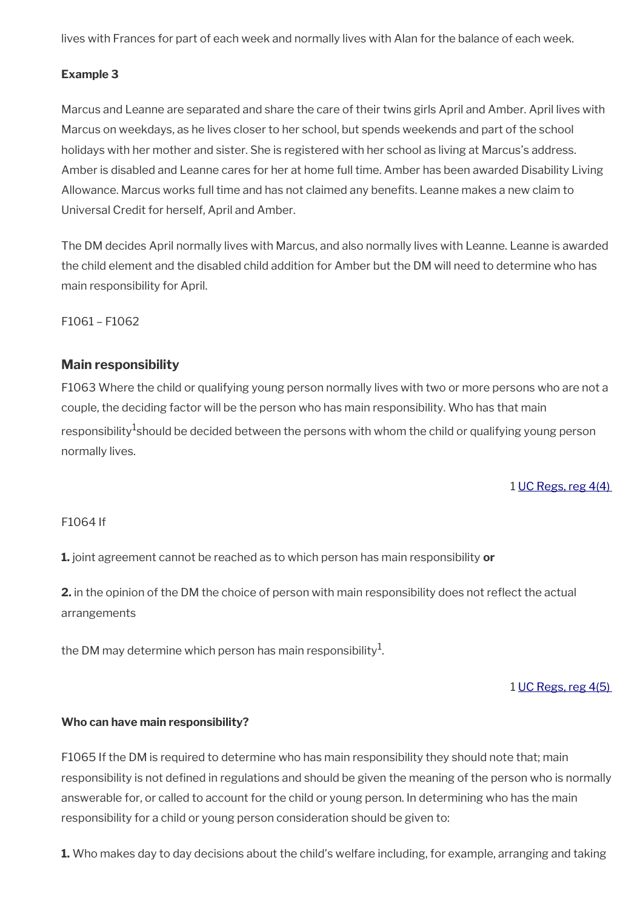lives with Frances for part of each week and normally lives with Alan for the balance of each week.

**Example 3**

Marcus and Leanne are separated and share the care of their twins girls April and Amber. April lives with Marcus on weekdays, as he lives closer to her school, but spends weekends and part of the school holidays with her mother and sister. She is registered with her school as living at Marcus's address. Amber is disabled and Leanne cares for her at home full time. Amber has been awarded Disability Living Allowance. Marcus works full time and has not claimed any benefits. Leanne makes a new claim to Universal Credit for herself, April and Amber.

The DM decides April normally lives with Marcus, and also normally lives with Leanne. Leanne is awarded the child element and the disabled child addition for Amber but the DM will need to determine who has main responsibility for April.

F1061 – F1062

### Main responsibility

F1063 Where the child or qualifying young person normally lives with two or more persons who are not a couple, the deciding factor will be the person who has main responsibility. Who has that main responsibility[1] should be decided between the persons with whom the child or qualifying young person normally lives.

1 [UC Regs, reg 4(4)]()

F1064 If

**1.** joint agreement cannot be reached as to which person has main responsibility **or**

**2.** in the opinion of the DM the choice of person with main responsibility does not reflect the actual arrangements

the DM may determine which person has main responsibility[1].

1 [UC Regs, reg 4(5)]()

#### Who can have main responsibility?

F1065 If the DM is required to determine who has main responsibility they should note that; main responsibility is not defined in regulations and should be given the meaning of the person who is normally answerable for, or called to account for the child or young person. In determining who has the main responsibility for a child or young person consideration should be given to:

**1.** Who makes day to day decisions about the child's welfare including, for example, arranging and taking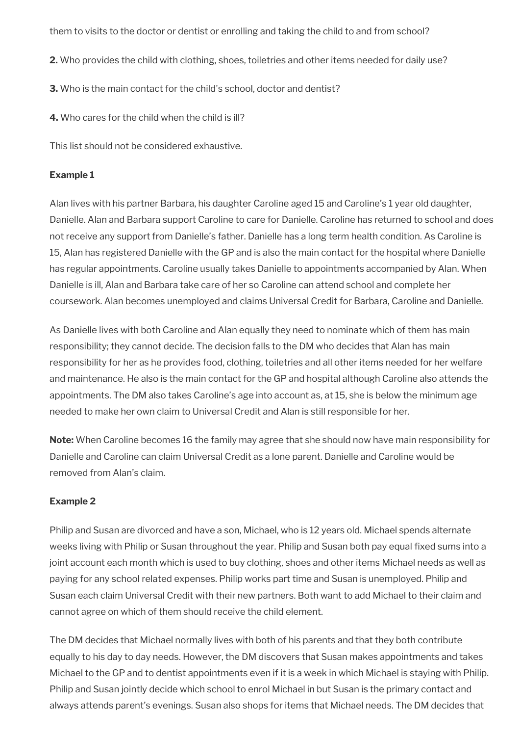them to visits to the doctor or dentist or enrolling and taking the child to and from school?

**2.** Who provides the child with clothing, shoes, toiletries and other items needed for daily use?

**3.** Who is the main contact for the child's school, doctor and dentist?

**4.** Who cares for the child when the child is ill?

This list should not be considered exhaustive.

**Example 1**

Alan lives with his partner Barbara, his daughter Caroline aged 15 and Caroline's 1 year old daughter, Danielle. Alan and Barbara support Caroline to care for Danielle. Caroline has returned to school and does not receive any support from Danielle's father. Danielle has a long term health condition. As Caroline is 15, Alan has registered Danielle with the GP and is also the main contact for the hospital where Danielle has regular appointments. Caroline usually takes Danielle to appointments accompanied by Alan. When Danielle is ill, Alan and Barbara take care of her so Caroline can attend school and complete her coursework. Alan becomes unemployed and claims Universal Credit for Barbara, Caroline and Danielle.

As Danielle lives with both Caroline and Alan equally they need to nominate which of them has main responsibility; they cannot decide. The decision falls to the DM who decides that Alan has main responsibility for her as he provides food, clothing, toiletries and all other items needed for her welfare and maintenance. He also is the main contact for the GP and hospital although Caroline also attends the appointments. The DM also takes Caroline's age into account as, at 15, she is below the minimum age needed to make her own claim to Universal Credit and Alan is still responsible for her.

**Note:** When Caroline becomes 16 the family may agree that she should now have main responsibility for Danielle and Caroline can claim Universal Credit as a lone parent. Danielle and Caroline would be removed from Alan's claim.

**Example 2**

Philip and Susan are divorced and have a son, Michael, who is 12 years old. Michael spends alternate weeks living with Philip or Susan throughout the year. Philip and Susan both pay equal fixed sums into a joint account each month which is used to buy clothing, shoes and other items Michael needs as well as paying for any school related expenses. Philip works part time and Susan is unemployed. Philip and Susan each claim Universal Credit with their new partners. Both want to add Michael to their claim and cannot agree on which of them should receive the child element.

The DM decides that Michael normally lives with both of his parents and that they both contribute equally to his day to day needs. However, the DM discovers that Susan makes appointments and takes Michael to the GP and to dentist appointments even if it is a week in which Michael is staying with Philip. Philip and Susan jointly decide which school to enrol Michael in but Susan is the primary contact and always attends parent's evenings. Susan also shops for items that Michael needs. The DM decides that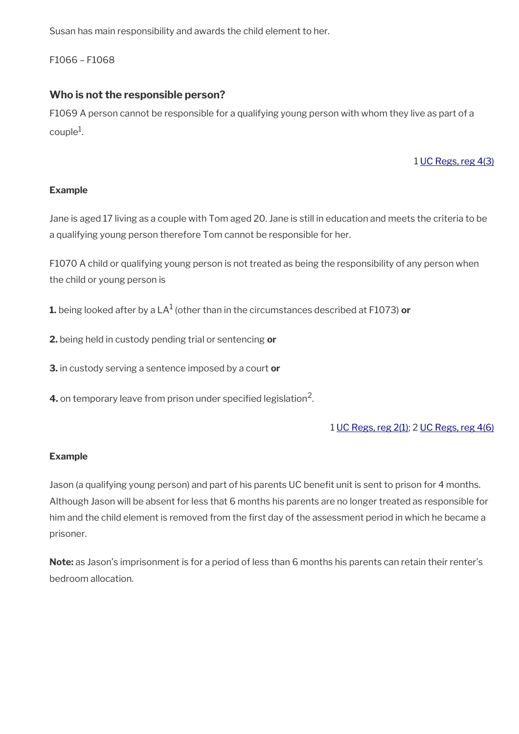Susan has main responsibility and awards the child element to her.

F1066 – F1068

### Who is not the responsible person?

F1069 A person cannot be responsible for a qualifying young person with whom they live as part of a couple[1].

1 UC Regs, reg 4(3)

**Example**

Jane is aged 17 living as a couple with Tom aged 20. Jane is still in education and meets the criteria to be a qualifying young person therefore Tom cannot be responsible for her.

F1070 A child or qualifying young person is not treated as being the responsibility of any person when the child or young person is

**1.** being looked after by a LA[1] (other than in the circumstances described at F1073) **or**

**2.** being held in custody pending trial or sentencing **or**

**3.** in custody serving a sentence imposed by a court **or**

**4.** on temporary leave from prison under specified legislation[2].

1 UC Regs, reg 2(1); 2 UC Regs, reg 4(6)

**Example**

Jason (a qualifying young person) and part of his parents UC benefit unit is sent to prison for 4 months. Although Jason will be absent for less that 6 months his parents are no longer treated as responsible for him and the child element is removed from the first day of the assessment period in which he became a prisoner.

**Note:** as Jason's imprisonment is for a period of less than 6 months his parents can retain their renter's bedroom allocation.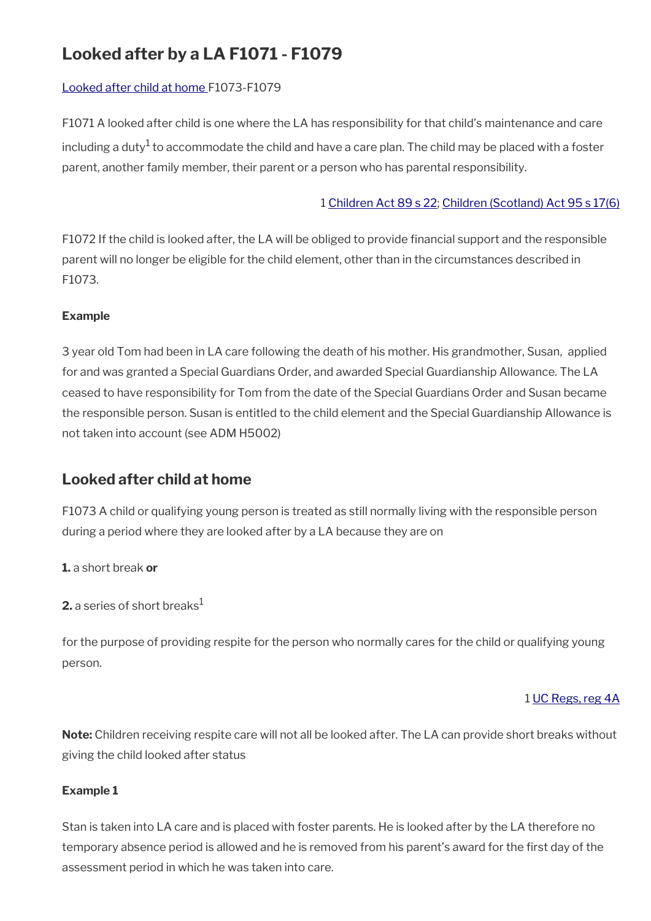## Looked after by a LA F1071 - F1079

Looked after child at home F1073-F1079

F1071 A looked after child is one where the LA has responsibility for that child's maintenance and care including a duty[1] to accommodate the child and have a care plan. The child may be placed with a foster parent, another family member, their parent or a person who has parental responsibility.

1 Children Act 89 s 22; Children (Scotland) Act 95 s 17(6)

F1072 If the child is looked after, the LA will be obliged to provide financial support and the responsible parent will no longer be eligible for the child element, other than in the circumstances described in F1073.

**Example**

3 year old Tom had been in LA care following the death of his mother. His grandmother, Susan, applied for and was granted a Special Guardians Order, and awarded Special Guardianship Allowance. The LA ceased to have responsibility for Tom from the date of the Special Guardians Order and Susan became the responsible person. Susan is entitled to the child element and the Special Guardianship Allowance is not taken into account (see ADM H5002)

## Looked after child at home

F1073 A child or qualifying young person is treated as still normally living with the responsible person during a period where they are looked after by a LA because they are on

**1.** a short break **or**

**2.** a series of short breaks[1]

for the purpose of providing respite for the person who normally cares for the child or qualifying young person.

1 UC Regs, reg 4A

**Note:** Children receiving respite care will not all be looked after. The LA can provide short breaks without giving the child looked after status

**Example 1**

Stan is taken into LA care and is placed with foster parents. He is looked after by the LA therefore no temporary absence period is allowed and he is removed from his parent's award for the first day of the assessment period in which he was taken into care.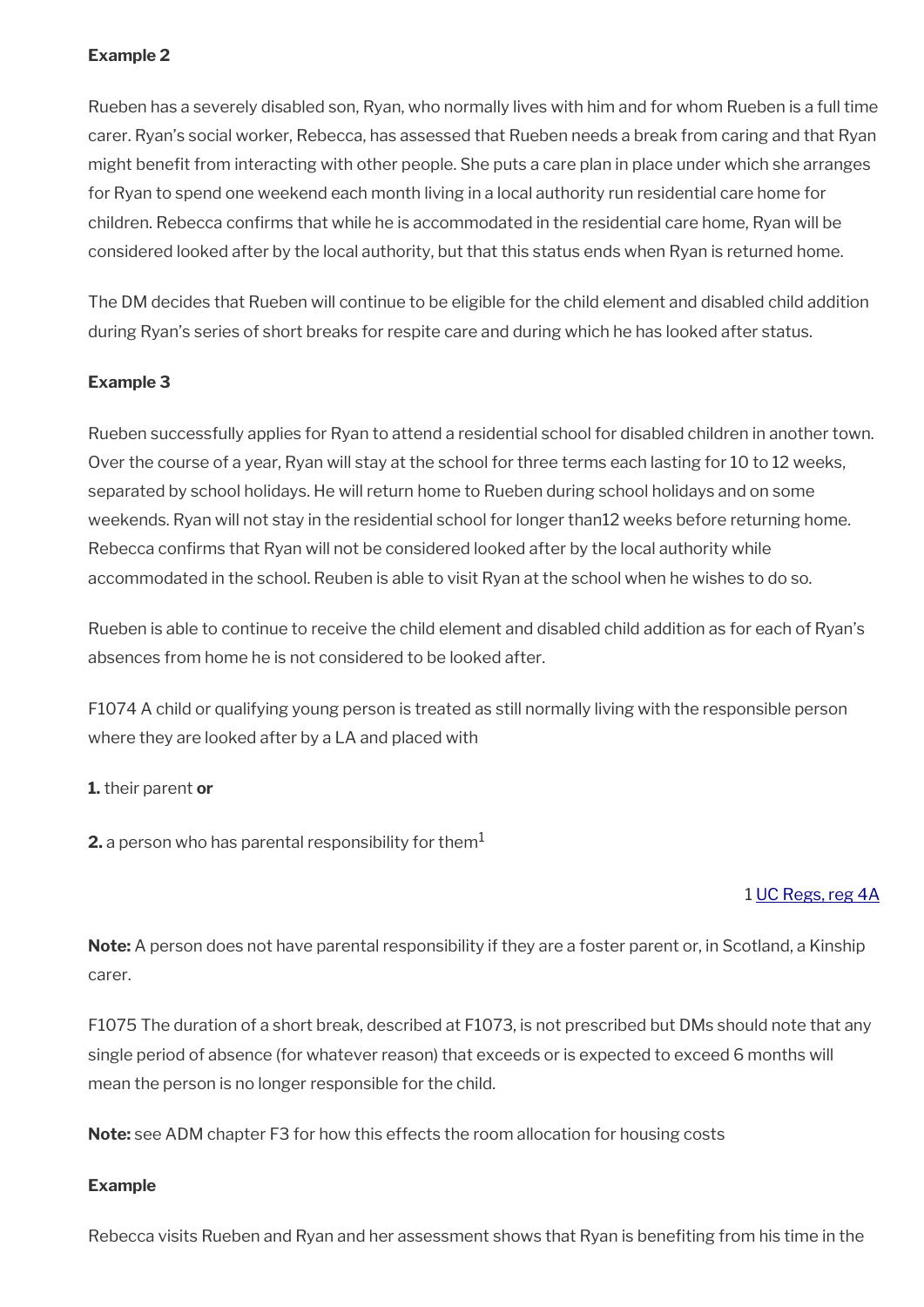**Example 2**

Rueben has a severely disabled son, Ryan, who normally lives with him and for whom Rueben is a full time carer. Ryan's social worker, Rebecca, has assessed that Rueben needs a break from caring and that Ryan might benefit from interacting with other people. She puts a care plan in place under which she arranges for Ryan to spend one weekend each month living in a local authority run residential care home for children. Rebecca confirms that while he is accommodated in the residential care home, Ryan will be considered looked after by the local authority, but that this status ends when Ryan is returned home.

The DM decides that Rueben will continue to be eligible for the child element and disabled child addition during Ryan's series of short breaks for respite care and during which he has looked after status.

**Example 3**

Rueben successfully applies for Ryan to attend a residential school for disabled children in another town. Over the course of a year, Ryan will stay at the school for three terms each lasting for 10 to 12 weeks, separated by school holidays. He will return home to Rueben during school holidays and on some weekends. Ryan will not stay in the residential school for longer than12 weeks before returning home. Rebecca confirms that Ryan will not be considered looked after by the local authority while accommodated in the school. Reuben is able to visit Ryan at the school when he wishes to do so.

Rueben is able to continue to receive the child element and disabled child addition as for each of Ryan's absences from home he is not considered to be looked after.

F1074 A child or qualifying young person is treated as still normally living with the responsible person where they are looked after by a LA and placed with

**1.** their parent **or**

**2.** a person who has parental responsibility for them[1]

1 UC Regs, reg 4A

**Note:** A person does not have parental responsibility if they are a foster parent or, in Scotland, a Kinship carer.

F1075 The duration of a short break, described at F1073, is not prescribed but DMs should note that any single period of absence (for whatever reason) that exceeds or is expected to exceed 6 months will mean the person is no longer responsible for the child.

**Note:** see ADM chapter F3 for how this effects the room allocation for housing costs

**Example**

Rebecca visits Rueben and Ryan and her assessment shows that Ryan is benefiting from his time in the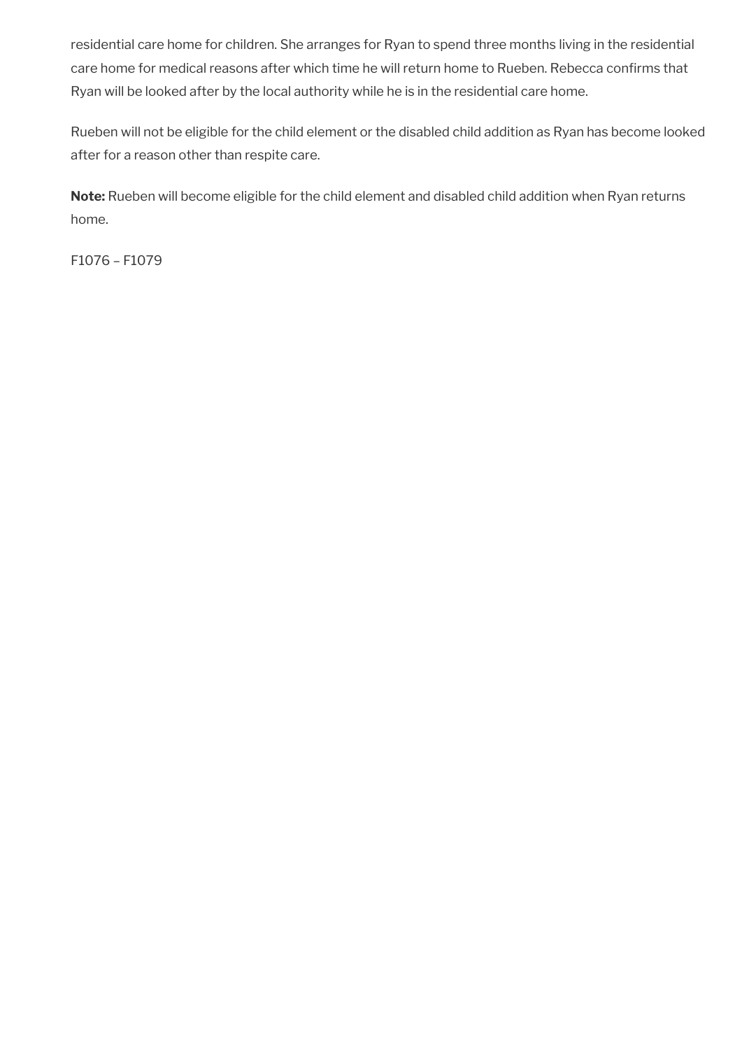residential care home for children. She arranges for Ryan to spend three months living in the residential care home for medical reasons after which time he will return home to Rueben. Rebecca confirms that Ryan will be looked after by the local authority while he is in the residential care home.

Rueben will not be eligible for the child element or the disabled child addition as Ryan has become looked after for a reason other than respite care.

**Note:** Rueben will become eligible for the child element and disabled child addition when Ryan returns home.

F1076 – F1079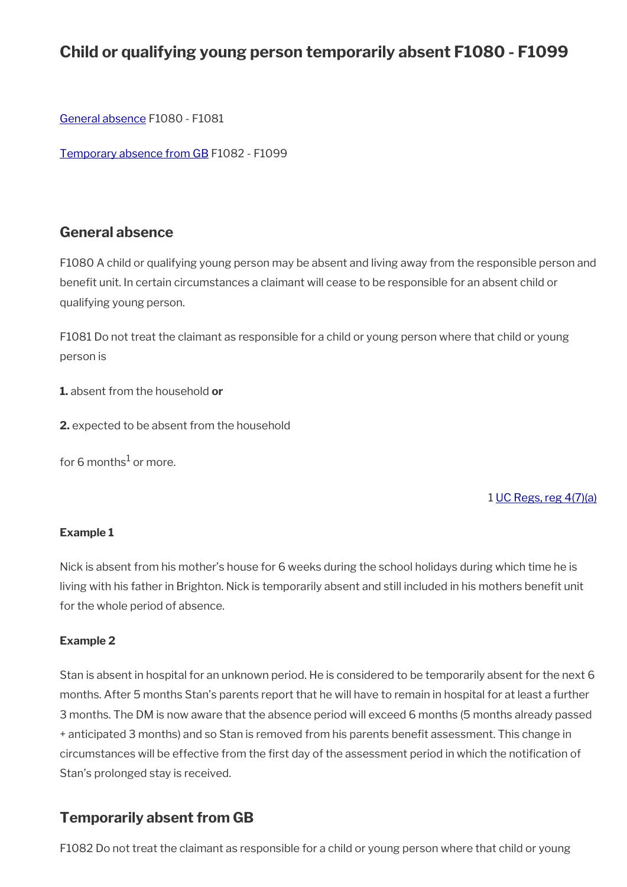# Child or qualifying young person temporarily absent F1080 - F1099

[General absence](#) F1080 - F1081

[Temporary absence from GB](#) F1082 - F1099

## General absence

F1080 A child or qualifying young person may be absent and living away from the responsible person and benefit unit. In certain circumstances a claimant will cease to be responsible for an absent child or qualifying young person.

F1081 Do not treat the claimant as responsible for a child or young person where that child or young person is

**1.** absent from the household **or**

**2.** expected to be absent from the household

for 6 months[1] or more.

1 [UC Regs, reg 4(7)(a)](#)

#### Example 1

Nick is absent from his mother's house for 6 weeks during the school holidays during which time he is living with his father in Brighton. Nick is temporarily absent and still included in his mothers benefit unit for the whole period of absence.

#### Example 2

Stan is absent in hospital for an unknown period. He is considered to be temporarily absent for the next 6 months. After 5 months Stan's parents report that he will have to remain in hospital for at least a further 3 months. The DM is now aware that the absence period will exceed 6 months (5 months already passed + anticipated 3 months) and so Stan is removed from his parents benefit assessment. This change in circumstances will be effective from the first day of the assessment period in which the notification of Stan's prolonged stay is received.

## Temporarily absent from GB

F1082 Do not treat the claimant as responsible for a child or young person where that child or young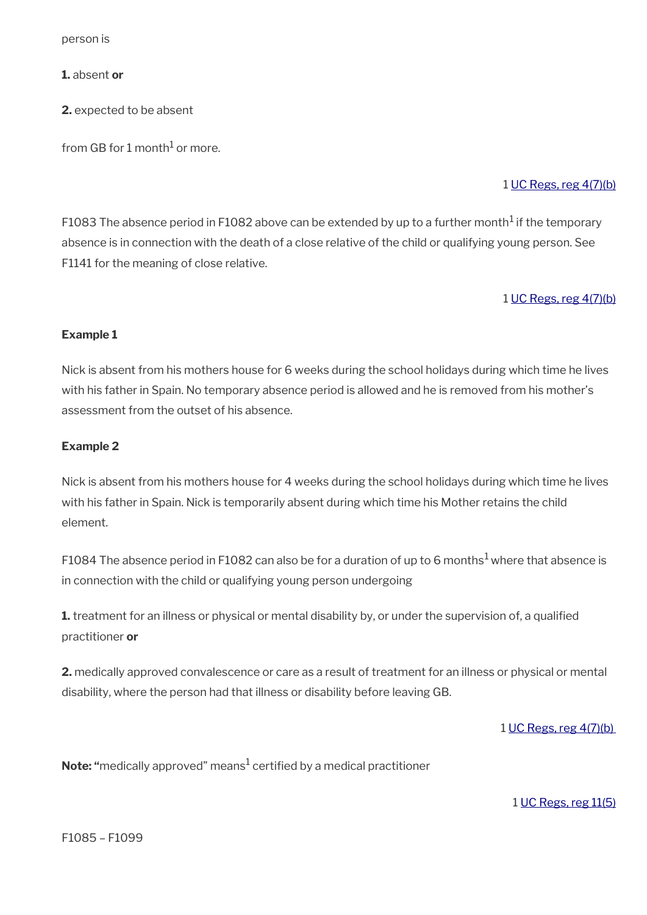person is

**1.** absent **or**

**2.** expected to be absent

from GB for 1 month[1] or more.

1 UC Regs, reg 4(7)(b)

F1083 The absence period in F1082 above can be extended by up to a further month[1] if the temporary absence is in connection with the death of a close relative of the child or qualifying young person. See F1141 for the meaning of close relative.

1 UC Regs, reg 4(7)(b)

**Example 1**

Nick is absent from his mothers house for 6 weeks during the school holidays during which time he lives with his father in Spain. No temporary absence period is allowed and he is removed from his mother's assessment from the outset of his absence.

**Example 2**

Nick is absent from his mothers house for 4 weeks during the school holidays during which time he lives with his father in Spain. Nick is temporarily absent during which time his Mother retains the child element.

F1084 The absence period in F1082 can also be for a duration of up to 6 months[1] where that absence is in connection with the child or qualifying young person undergoing

**1.** treatment for an illness or physical or mental disability by, or under the supervision of, a qualified practitioner **or**

**2.** medically approved convalescence or care as a result of treatment for an illness or physical or mental disability, where the person had that illness or disability before leaving GB.

1 UC Regs, reg 4(7)(b)

**Note: "**medically approved" means[1] certified by a medical practitioner

1 UC Regs, reg 11(5)

F1085 – F1099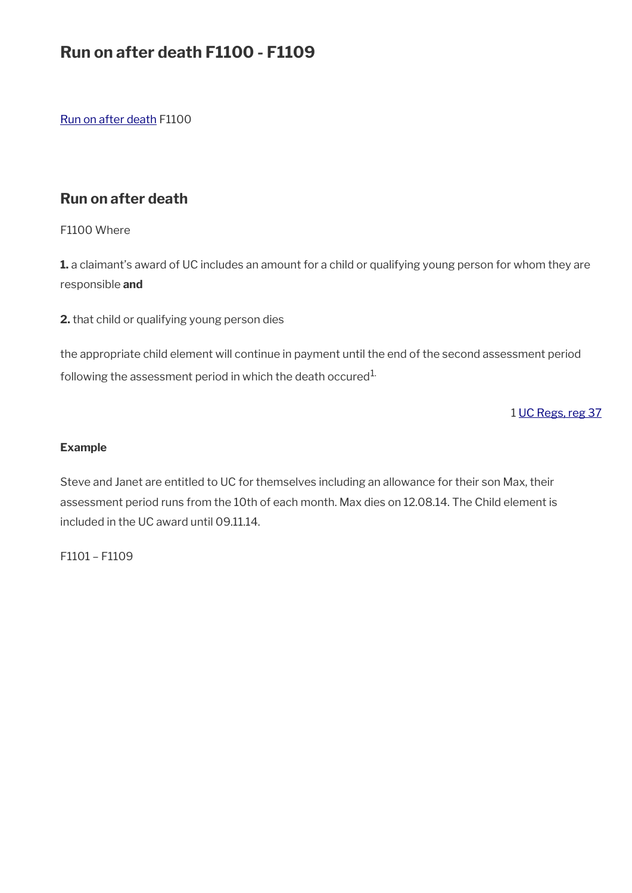# Run on after death F1100 - F1109

Run on after death F1100

## Run on after death

F1100 Where

**1.** a claimant's award of UC includes an amount for a child or qualifying young person for whom they are responsible **and**

**2.** that child or qualifying young person dies

the appropriate child element will continue in payment until the end of the second assessment period following the assessment period in which the death occured[1].

1 UC Regs, reg 37

**Example**

Steve and Janet are entitled to UC for themselves including an allowance for their son Max, their assessment period runs from the 10th of each month. Max dies on 12.08.14. The Child element is included in the UC award until 09.11.14.

F1101 – F1109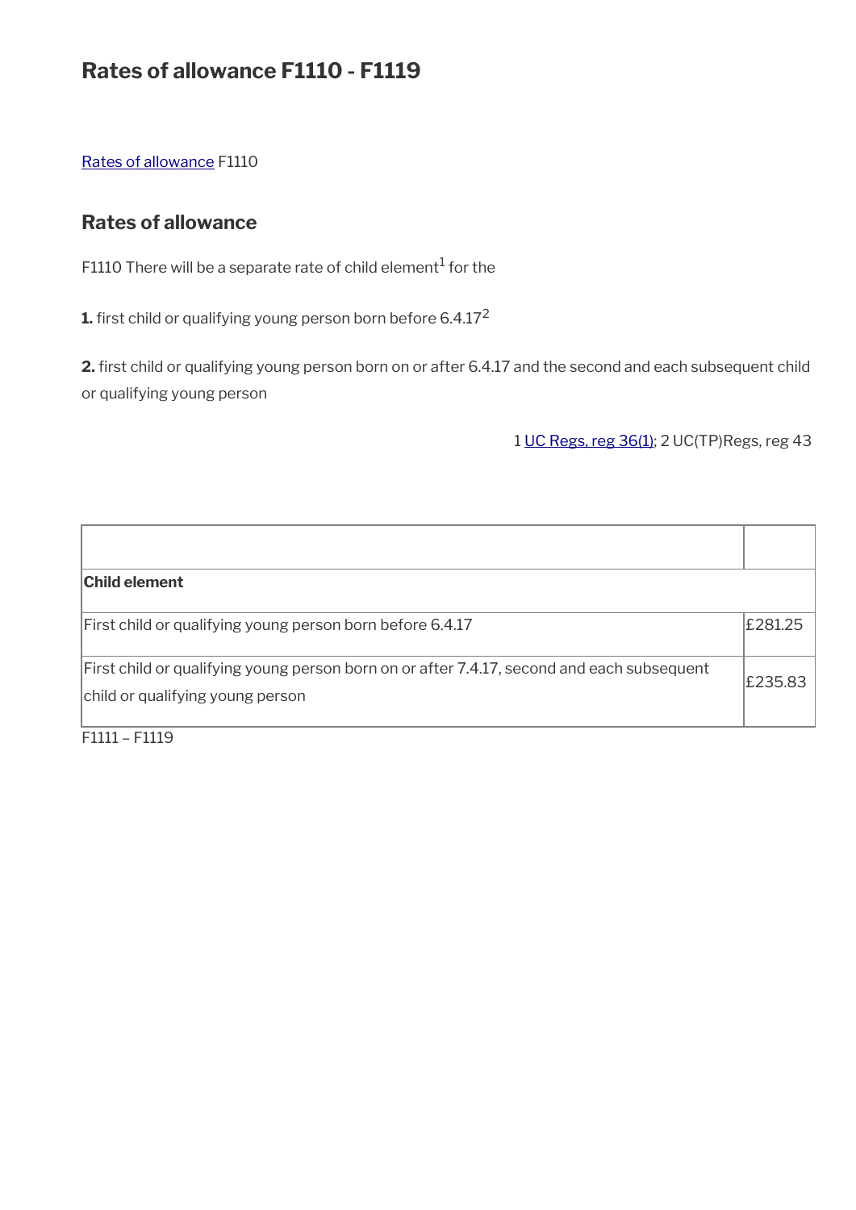# Rates of allowance F1110 - F1119

Rates of allowance F1110

## Rates of allowance

F1110 There will be a separate rate of child element[1] for the

**1.** first child or qualifying young person born before 6.4.17[2]

**2.** first child or qualifying young person born on or after 6.4.17 and the second and each subsequent child or qualifying young person

1 UC Regs, reg 36(1); 2 UC(TP)Regs, reg 43

| | |
|---|---|
| **Child element** | |
| First child or qualifying young person born before 6.4.17 | £281.25 |
| First child or qualifying young person born on or after 7.4.17, second and each subsequent child or qualifying young person | £235.83 |

F1111 – F1119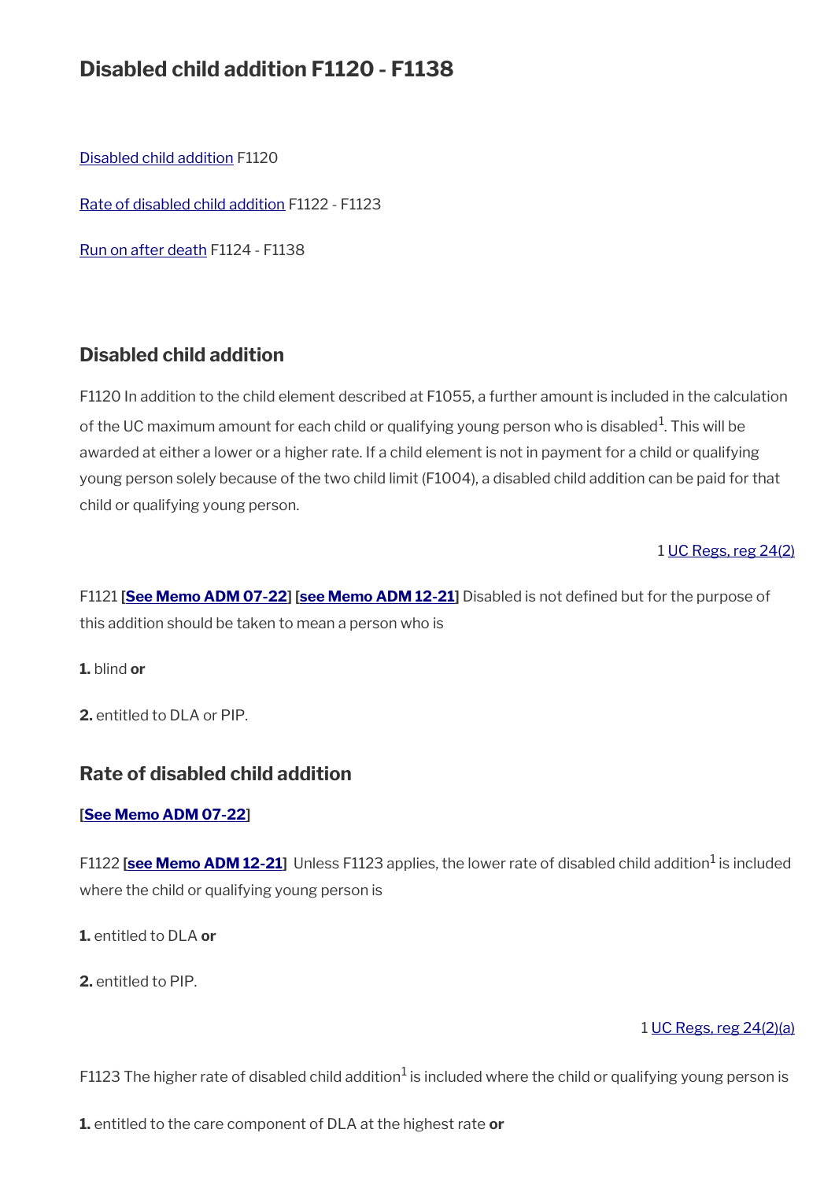## Disabled child addition F1120 - F1138

Disabled child addition F1120

Rate of disabled child addition F1122 - F1123

Run on after death F1124 - F1138

### Disabled child addition

F1120 In addition to the child element described at F1055, a further amount is included in the calculation of the UC maximum amount for each child or qualifying young person who is disabled[1]. This will be awarded at either a lower or a higher rate. If a child element is not in payment for a child or qualifying young person solely because of the two child limit (F1004), a disabled child addition can be paid for that child or qualifying young person.

1 UC Regs, reg 24(2)

F1121 [**See Memo ADM 07-22**] [**see Memo ADM 12-21**] Disabled is not defined but for the purpose of this addition should be taken to mean a person who is

**1.** blind **or**

**2.** entitled to DLA or PIP.

### Rate of disabled child addition

[**See Memo ADM 07-22**]

F1122 [**see Memo ADM 12-21**] Unless F1123 applies, the lower rate of disabled child addition[1] is included where the child or qualifying young person is

**1.** entitled to DLA **or**

**2.** entitled to PIP.

1 UC Regs, reg 24(2)(a)

F1123 The higher rate of disabled child addition[1] is included where the child or qualifying young person is

**1.** entitled to the care component of DLA at the highest rate **or**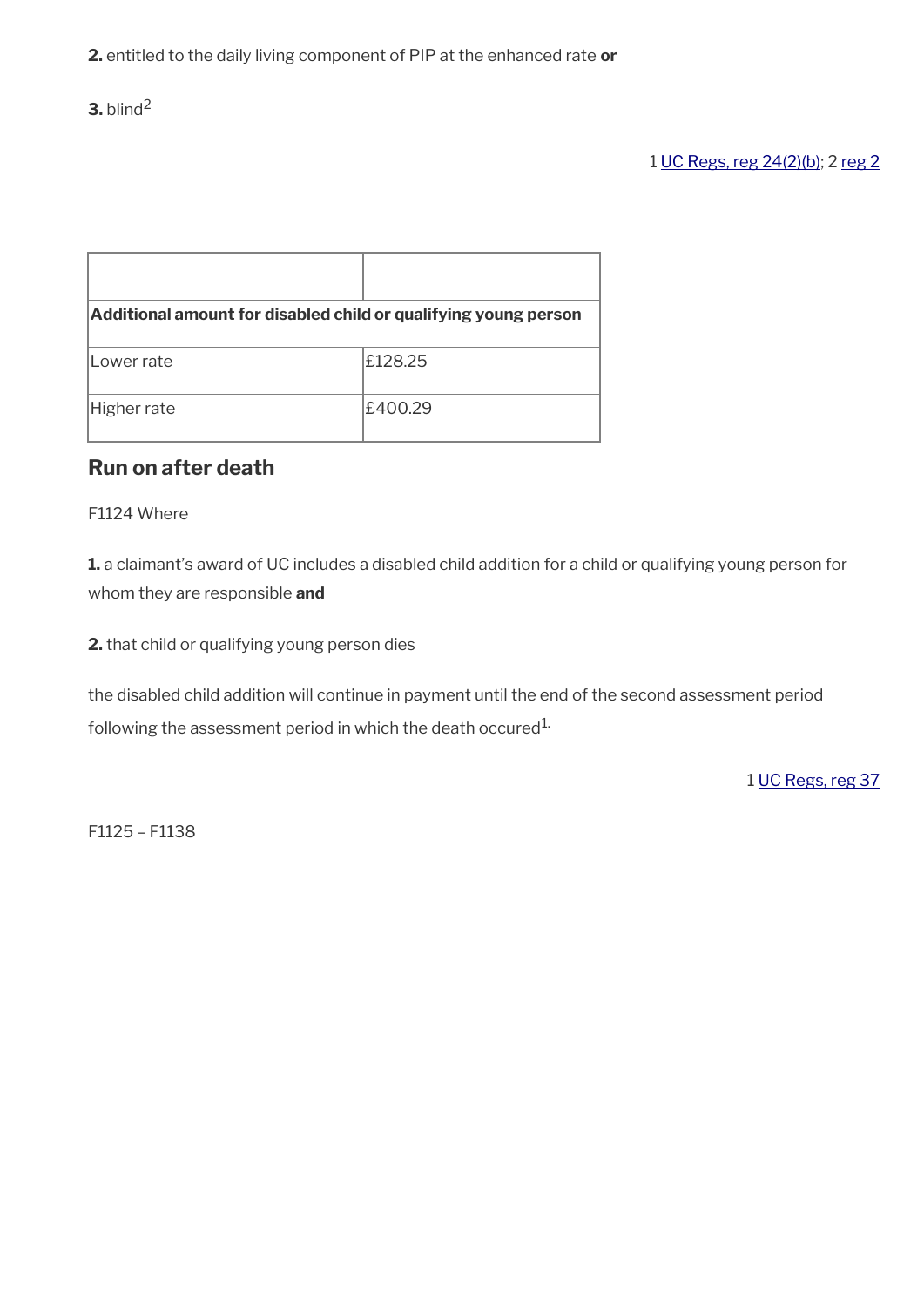**2.** entitled to the daily living component of PIP at the enhanced rate **or**

**3.** blind[2]

1 UC Regs, reg 24(2)(b); 2 reg 2

| | |
|---|---|
| **Additional amount for disabled child or qualifying young person** | |
| Lower rate | £128.25 |
| Higher rate | £400.29 |

## Run on after death

F1124 Where

**1.** a claimant's award of UC includes a disabled child addition for a child or qualifying young person for whom they are responsible **and**

**2.** that child or qualifying young person dies

the disabled child addition will continue in payment until the end of the second assessment period following the assessment period in which the death occured[1].

1 UC Regs, reg 37

F1125 – F1138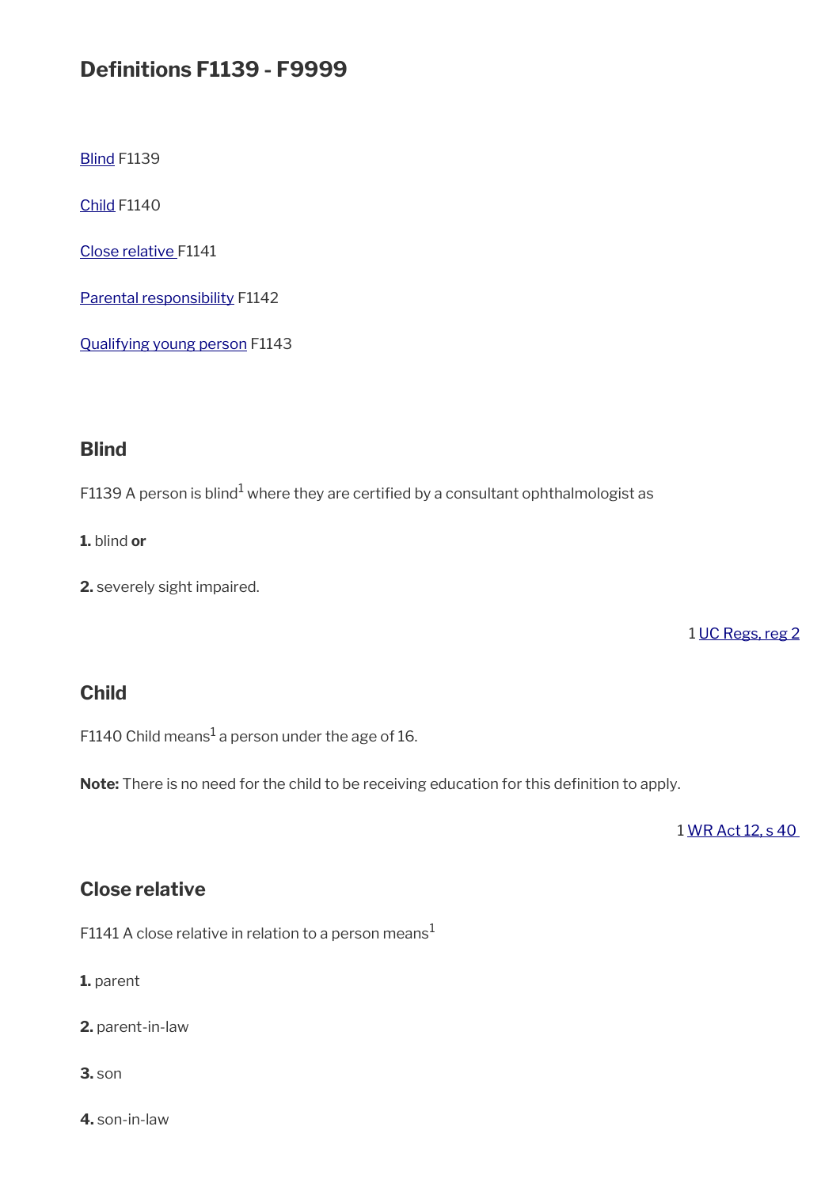## Definitions F1139 - F9999

[Blind](#) F1139

[Child](#) F1140

[Close relative](#) F1141

[Parental responsibility](#) F1142

[Qualifying young person](#) F1143

### Blind

F1139 A person is blind[1] where they are certified by a consultant ophthalmologist as

**1.** blind **or**

**2.** severely sight impaired.

1 [UC Regs, reg 2](#)

### Child

F1140 Child means[1] a person under the age of 16.

**Note:** There is no need for the child to be receiving education for this definition to apply.

1 [WR Act 12, s 40](#)

### Close relative

F1141 A close relative in relation to a person means[1]

**1.** parent

**2.** parent-in-law

**3.** son

**4.** son-in-law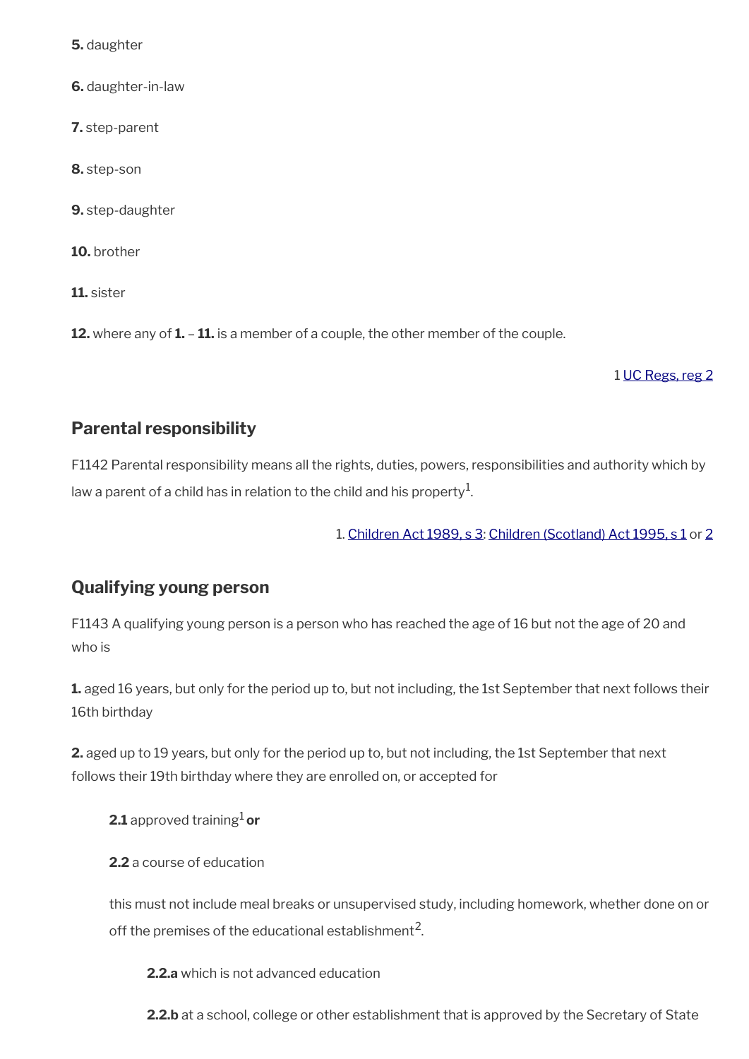**5.** daughter

**6.** daughter-in-law

**7.** step-parent

**8.** step-son

**9.** step-daughter

**10.** brother

**11.** sister

**12.** where any of **1.** – **11.** is a member of a couple, the other member of the couple.

1 UC Regs, reg 2

## Parental responsibility

F1142 Parental responsibility means all the rights, duties, powers, responsibilities and authority which by law a parent of a child has in relation to the child and his property[1].

1. Children Act 1989, s 3; Children (Scotland) Act 1995, s 1 or 2

## Qualifying young person

F1143 A qualifying young person is a person who has reached the age of 16 but not the age of 20 and who is

**1.** aged 16 years, but only for the period up to, but not including, the 1st September that next follows their 16th birthday

**2.** aged up to 19 years, but only for the period up to, but not including, the 1st September that next follows their 19th birthday where they are enrolled on, or accepted for

> **2.1** approved training[1] **or**
>
> **2.2** a course of education
>
> this must not include meal breaks or unsupervised study, including homework, whether done on or off the premises of the educational establishment[2].
>
> > **2.2.a** which is not advanced education
> >
> > **2.2.b** at a school, college or other establishment that is approved by the Secretary of State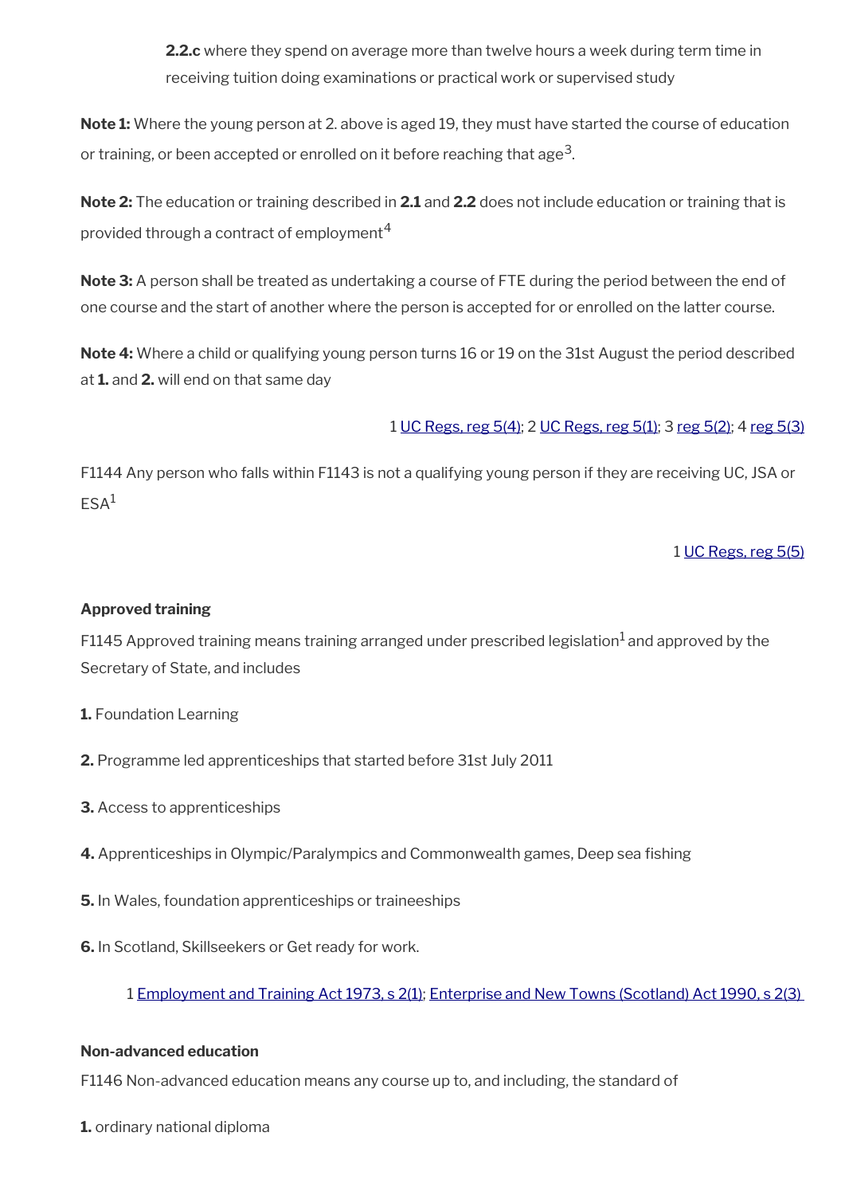**2.2.c** where they spend on average more than twelve hours a week during term time in receiving tuition doing examinations or practical work or supervised study

**Note 1:** Where the young person at 2. above is aged 19, they must have started the course of education or training, or been accepted or enrolled on it before reaching that age[3].

**Note 2:** The education or training described in **2.1** and **2.2** does not include education or training that is provided through a contract of employment[4]

**Note 3:** A person shall be treated as undertaking a course of FTE during the period between the end of one course and the start of another where the person is accepted for or enrolled on the latter course.

**Note 4:** Where a child or qualifying young person turns 16 or 19 on the 31st August the period described at **1.** and **2.** will end on that same day

1 UC Regs, reg 5(4); 2 UC Regs, reg 5(1); 3 reg 5(2); 4 reg 5(3)

F1144 Any person who falls within F1143 is not a qualifying young person if they are receiving UC, JSA or ESA[1]

1 UC Regs, reg 5(5)

### Approved training

F1145 Approved training means training arranged under prescribed legislation[1] and approved by the Secretary of State, and includes

**1.** Foundation Learning

**2.** Programme led apprenticeships that started before 31st July 2011

**3.** Access to apprenticeships

**4.** Apprenticeships in Olympic/Paralympics and Commonwealth games, Deep sea fishing

**5.** In Wales, foundation apprenticeships or traineeships

**6.** In Scotland, Skillseekers or Get ready for work.

1 Employment and Training Act 1973, s 2(1); Enterprise and New Towns (Scotland) Act 1990, s 2(3)

### Non-advanced education

F1146 Non-advanced education means any course up to, and including, the standard of

**1.** ordinary national diploma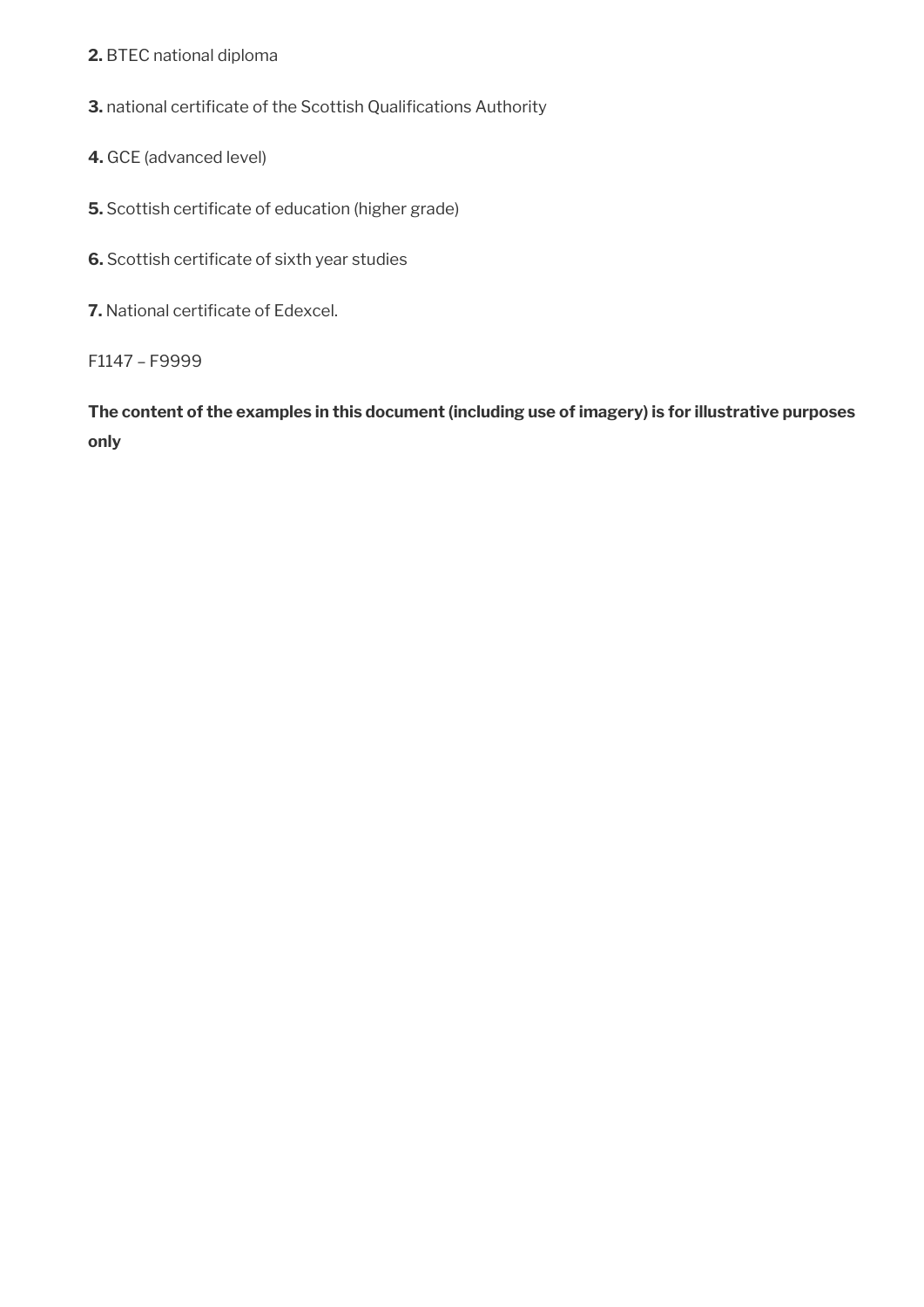**2.** BTEC national diploma

**3.** national certificate of the Scottish Qualifications Authority

**4.** GCE (advanced level)

**5.** Scottish certificate of education (higher grade)

**6.** Scottish certificate of sixth year studies

**7.** National certificate of Edexcel.

F1147 – F9999

**The content of the examples in this document (including use of imagery) is for illustrative purposes only**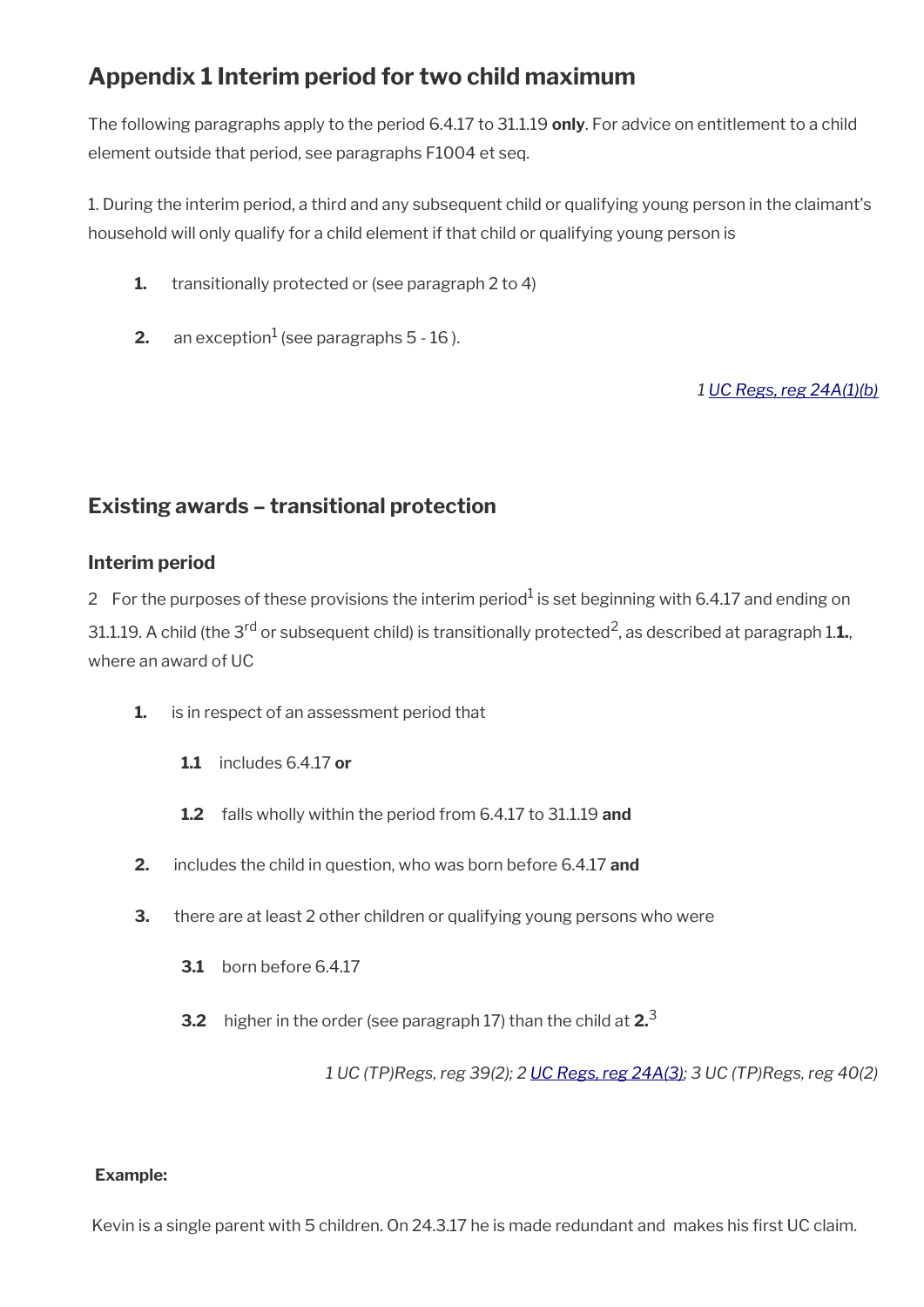# Appendix 1 Interim period for two child maximum

The following paragraphs apply to the period 6.4.17 to 31.1.19 **only**. For advice on entitlement to a child element outside that period, see paragraphs F1004 et seq.

1. During the interim period, a third and any subsequent child or qualifying young person in the claimant's household will only qualify for a child element if that child or qualifying young person is

**1.** transitionally protected or (see paragraph 2 to 4)

**2.** an exception[1] (see paragraphs 5 - 16 ).

*1 UC Regs, reg 24A(1)(b)*

## Existing awards – transitional protection

### Interim period

2 For the purposes of these provisions the interim period[1] is set beginning with 6.4.17 and ending on 31.1.19. A child (the 3rd or subsequent child) is transitionally protected[2], as described at paragraph 1.**1.**, where an award of UC

**1.** is in respect of an assessment period that

- **1.1** includes 6.4.17 **or**
- **1.2** falls wholly within the period from 6.4.17 to 31.1.19 **and**

**2.** includes the child in question, who was born before 6.4.17 **and**

**3.** there are at least 2 other children or qualifying young persons who were

- **3.1** born before 6.4.17
- **3.2** higher in the order (see paragraph 17) than the child at **2.**[3]

*1 UC (TP)Regs, reg 39(2); 2 UC Regs, reg 24A(3); 3 UC (TP)Regs, reg 40(2)*

**Example:**

Kevin is a single parent with 5 children. On 24.3.17 he is made redundant and makes his first UC claim.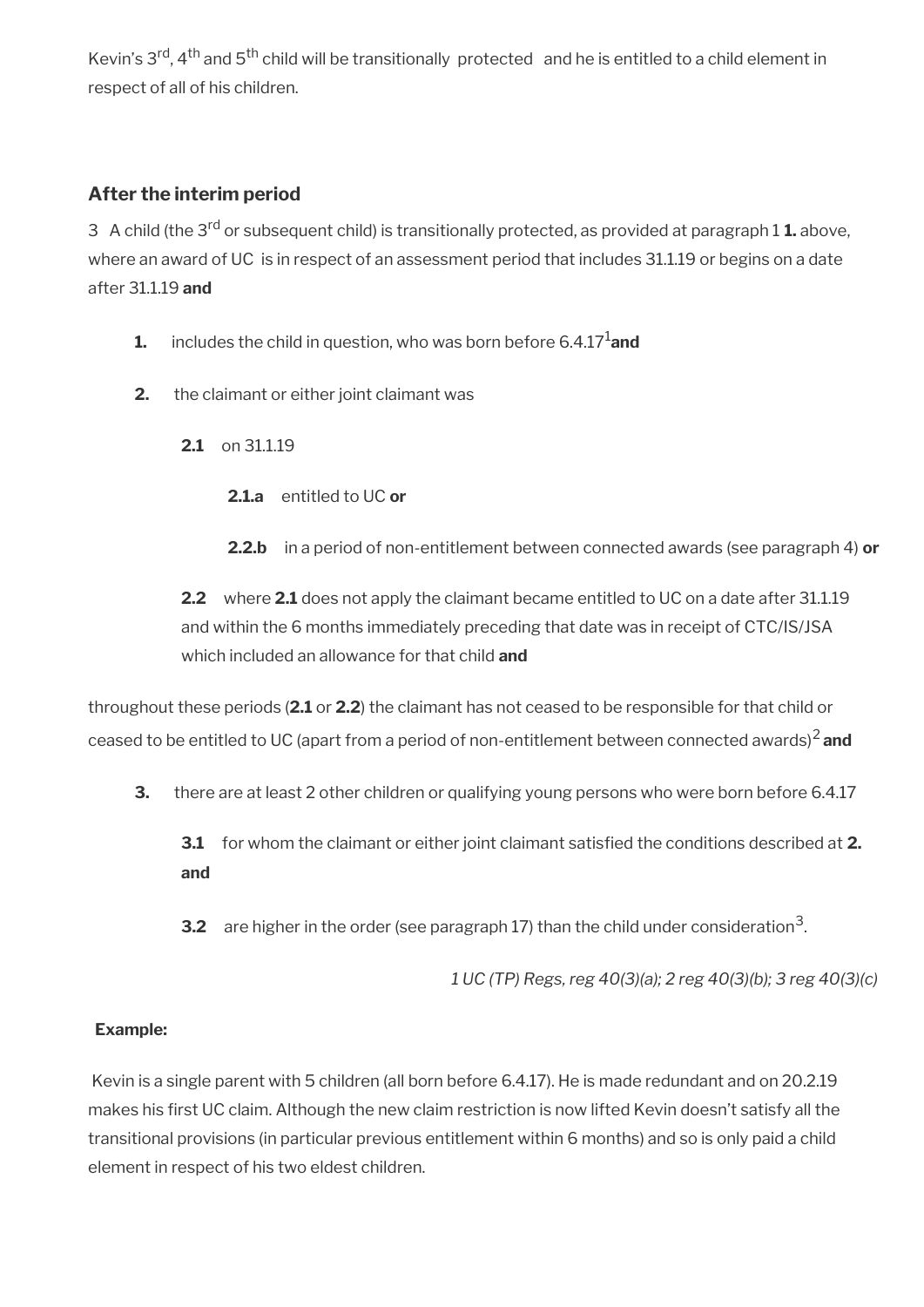Kevin's 3rd, 4th and 5th child will be transitionally protected and he is entitled to a child element in respect of all of his children.

### After the interim period

3 A child (the 3rd or subsequent child) is transitionally protected, as provided at paragraph 1 **1.** above, where an award of UC is in respect of an assessment period that includes 31.1.19 or begins on a date after 31.1.19 **and**

**1.** includes the child in question, who was born before 6.4.17[1] **and**

**2.** the claimant or either joint claimant was

> **2.1** on 31.1.19
>
> > **2.1.a** entitled to UC **or**
> >
> > **2.2.b** in a period of non-entitlement between connected awards (see paragraph 4) **or**
>
> **2.2** where **2.1** does not apply the claimant became entitled to UC on a date after 31.1.19 and within the 6 months immediately preceding that date was in receipt of CTC/IS/JSA which included an allowance for that child **and**

throughout these periods (**2.1** or **2.2**) the claimant has not ceased to be responsible for that child or ceased to be entitled to UC (apart from a period of non-entitlement between connected awards)[2] **and**

**3.** there are at least 2 other children or qualifying young persons who were born before 6.4.17

> **3.1** for whom the claimant or either joint claimant satisfied the conditions described at **2.** **and**
>
> **3.2** are higher in the order (see paragraph 17) than the child under consideration[3].

*1 UC (TP) Regs, reg 40(3)(a); 2 reg 40(3)(b); 3 reg 40(3)(c)*

**Example:**

Kevin is a single parent with 5 children (all born before 6.4.17). He is made redundant and on 20.2.19 makes his first UC claim. Although the new claim restriction is now lifted Kevin doesn't satisfy all the transitional provisions (in particular previous entitlement within 6 months) and so is only paid a child element in respect of his two eldest children.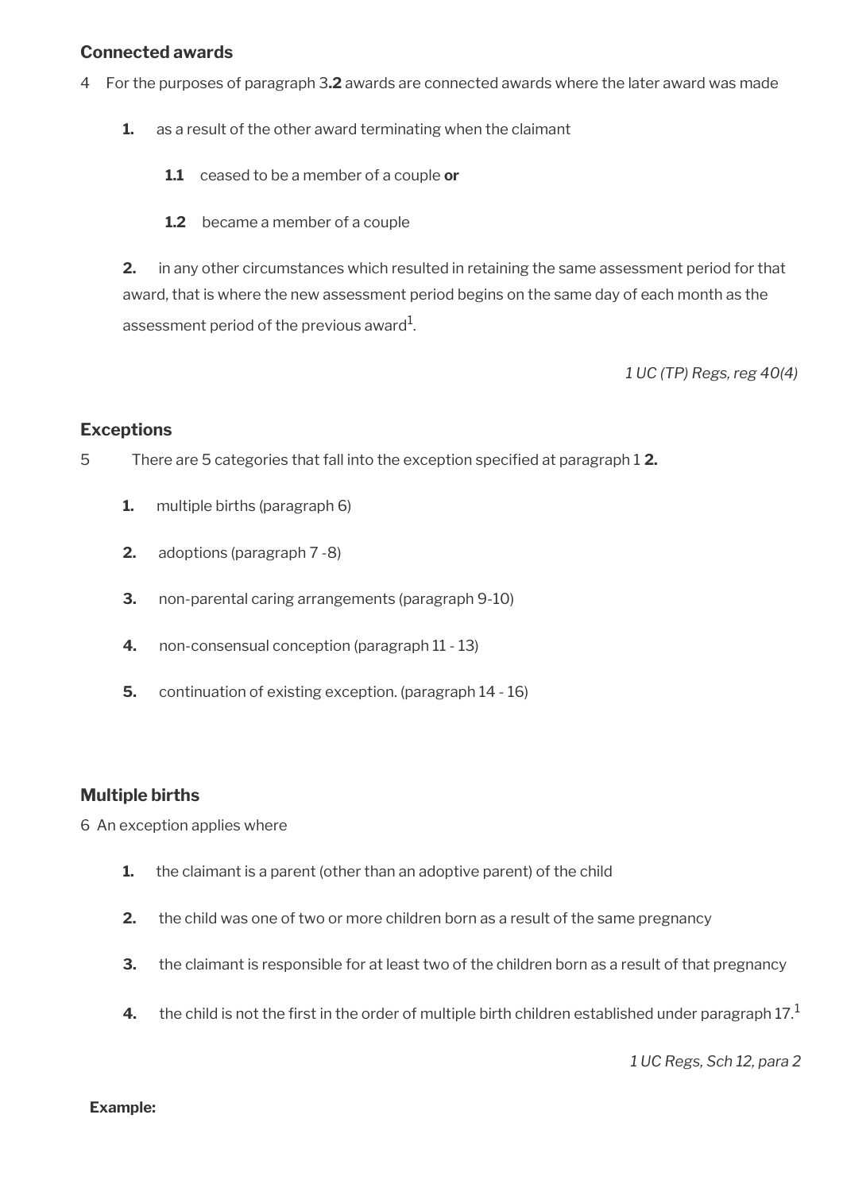### Connected awards

4 For the purposes of paragraph 3.**2** awards are connected awards where the later award was made

**1.** as a result of the other award terminating when the claimant

**1.1** ceased to be a member of a couple **or**

**1.2** became a member of a couple

**2.** in any other circumstances which resulted in retaining the same assessment period for that award, that is where the new assessment period begins on the same day of each month as the assessment period of the previous award[1].

*1 UC (TP) Regs, reg 40(4)*

### Exceptions

5 There are 5 categories that fall into the exception specified at paragraph 1 **2.**

**1.** multiple births (paragraph 6)

**2.** adoptions (paragraph 7 -8)

**3.** non-parental caring arrangements (paragraph 9-10)

**4.** non-consensual conception (paragraph 11 - 13)

**5.** continuation of existing exception. (paragraph 14 - 16)

### Multiple births

6 An exception applies where

**1.** the claimant is a parent (other than an adoptive parent) of the child

**2.** the child was one of two or more children born as a result of the same pregnancy

**3.** the claimant is responsible for at least two of the children born as a result of that pregnancy

**4.** the child is not the first in the order of multiple birth children established under paragraph 17.[1]

*1 UC Regs, Sch 12, para 2*

**Example:**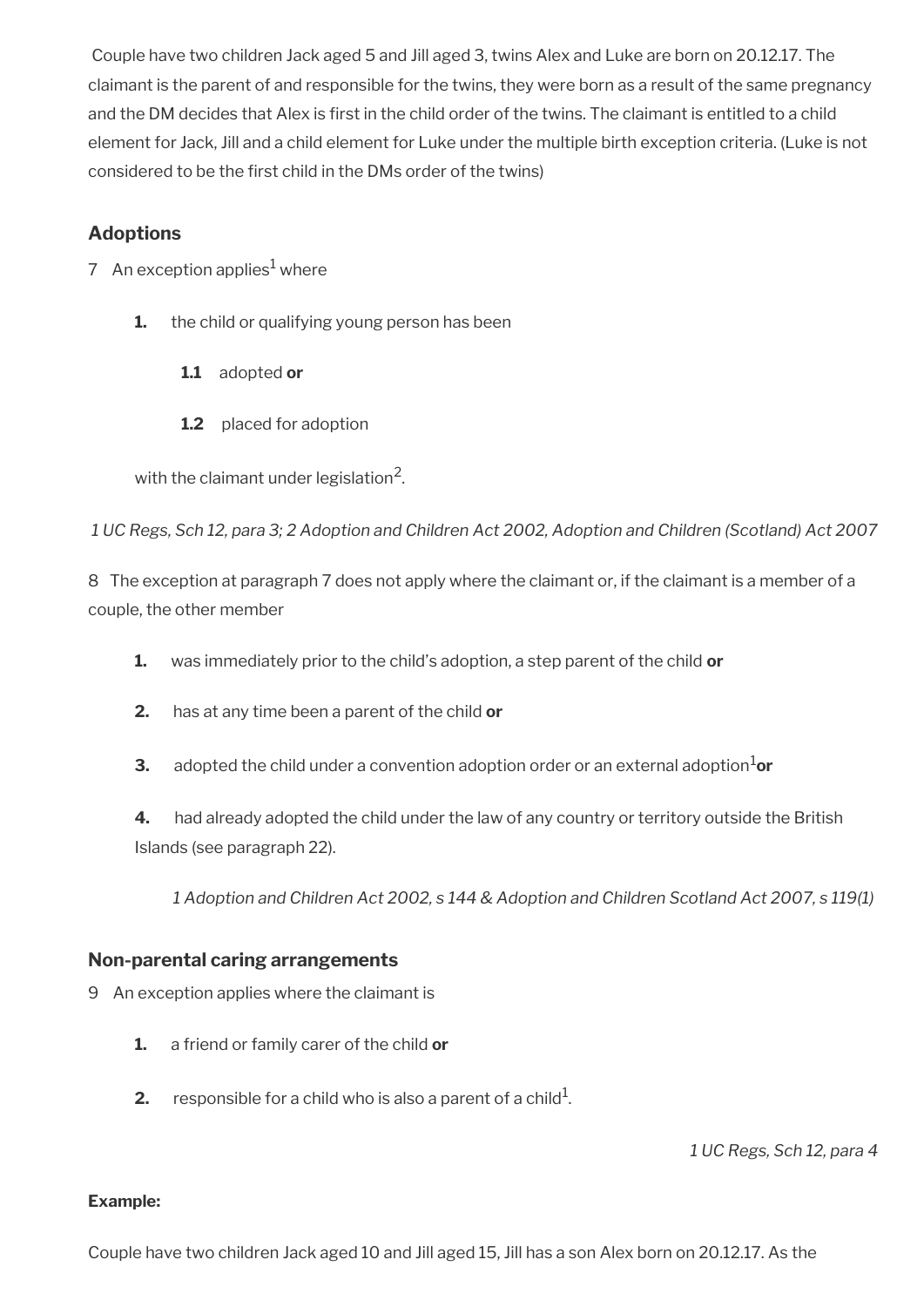Couple have two children Jack aged 5 and Jill aged 3, twins Alex and Luke are born on 20.12.17. The claimant is the parent of and responsible for the twins, they were born as a result of the same pregnancy and the DM decides that Alex is first in the child order of the twins. The claimant is entitled to a child element for Jack, Jill and a child element for Luke under the multiple birth exception criteria. (Luke is not considered to be the first child in the DMs order of the twins)

### Adoptions

7 An exception applies[1] where

1. the child or qualifying young person has been

   **1.1** adopted **or**

   **1.2** placed for adoption

   with the claimant under legislation[2].

*1 UC Regs, Sch 12, para 3; 2 Adoption and Children Act 2002, Adoption and Children (Scotland) Act 2007*

8 The exception at paragraph 7 does not apply where the claimant or, if the claimant is a member of a couple, the other member

1. was immediately prior to the child's adoption, a step parent of the child **or**
2. has at any time been a parent of the child **or**
3. adopted the child under a convention adoption order or an external adoption[1] **or**
4. had already adopted the child under the law of any country or territory outside the British Islands (see paragraph 22).

   *1 Adoption and Children Act 2002, s 144 & Adoption and Children Scotland Act 2007, s 119(1)*

### Non-parental caring arrangements

9 An exception applies where the claimant is

1. a friend or family carer of the child **or**
2. responsible for a child who is also a parent of a child[1].

*1 UC Regs, Sch 12, para 4*

**Example:**

Couple have two children Jack aged 10 and Jill aged 15, Jill has a son Alex born on 20.12.17. As the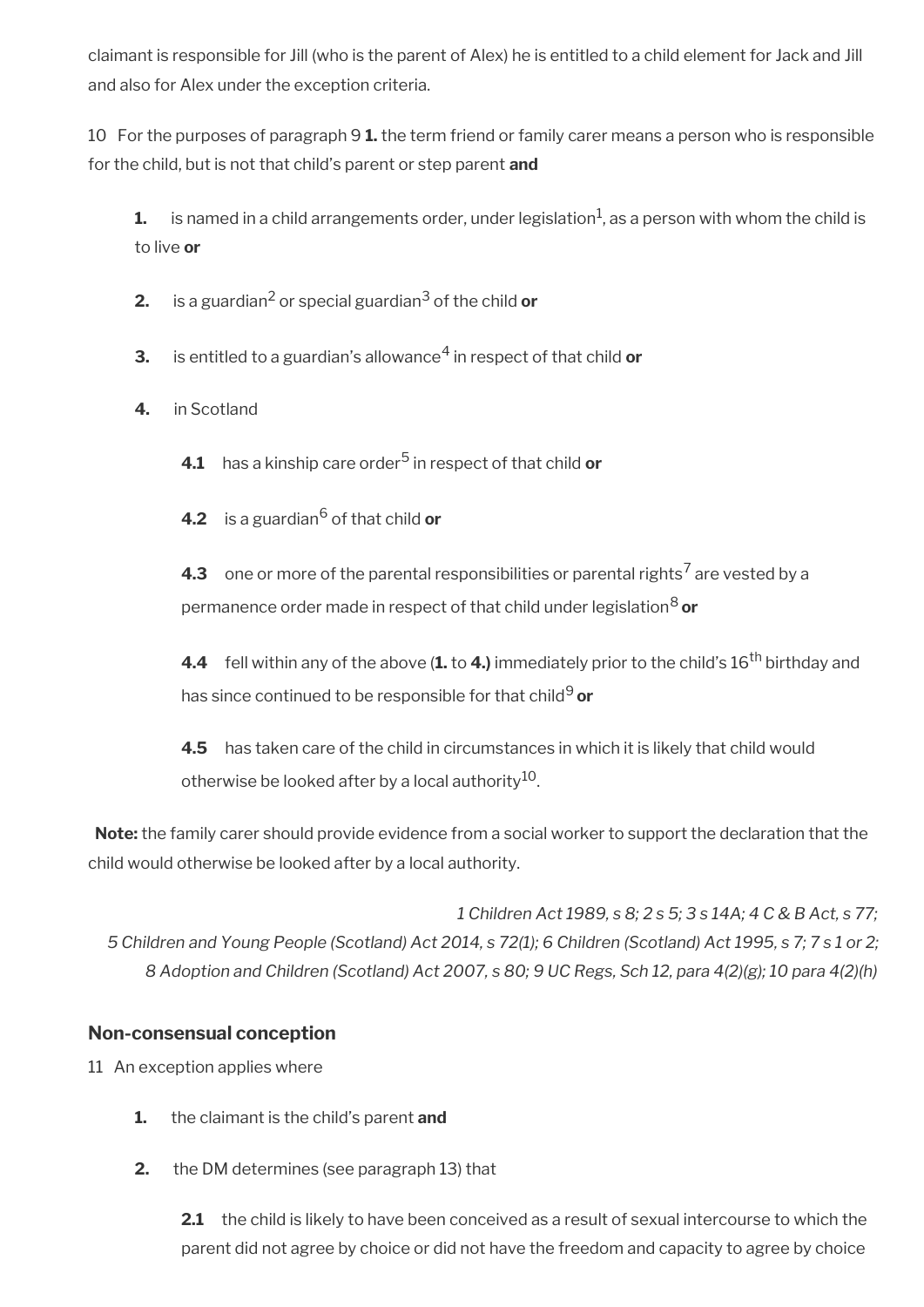claimant is responsible for Jill (who is the parent of Alex) he is entitled to a child element for Jack and Jill and also for Alex under the exception criteria.

10 For the purposes of paragraph 9 **1.** the term friend or family carer means a person who is responsible for the child, but is not that child's parent or step parent **and**

**1.** is named in a child arrangements order, under legislation[1], as a person with whom the child is to live **or**

**2.** is a guardian[2] or special guardian[3] of the child **or**

**3.** is entitled to a guardian's allowance[4] in respect of that child **or**

**4.** in Scotland

**4.1** has a kinship care order[5] in respect of that child **or**

**4.2** is a guardian[6] of that child **or**

**4.3** one or more of the parental responsibilities or parental rights[7] are vested by a permanence order made in respect of that child under legislation[8] **or**

**4.4** fell within any of the above (**1.** to **4.**) immediately prior to the child's $16^{th}$ birthday and has since continued to be responsible for that child[9] **or**

**4.5** has taken care of the child in circumstances in which it is likely that child would otherwise be looked after by a local authority[10].

**Note:** the family carer should provide evidence from a social worker to support the declaration that the child would otherwise be looked after by a local authority.

*1 Children Act 1989, s 8; 2 s 5; 3 s 14A; 4 C & B Act, s 77; 5 Children and Young People (Scotland) Act 2014, s 72(1); 6 Children (Scotland) Act 1995, s 7; 7 s 1 or 2; 8 Adoption and Children (Scotland) Act 2007, s 80; 9 UC Regs, Sch 12, para 4(2)(g); 10 para 4(2)(h)*

### Non-consensual conception

11 An exception applies where

**1.** the claimant is the child's parent **and**

**2.** the DM determines (see paragraph 13) that

**2.1** the child is likely to have been conceived as a result of sexual intercourse to which the parent did not agree by choice or did not have the freedom and capacity to agree by choice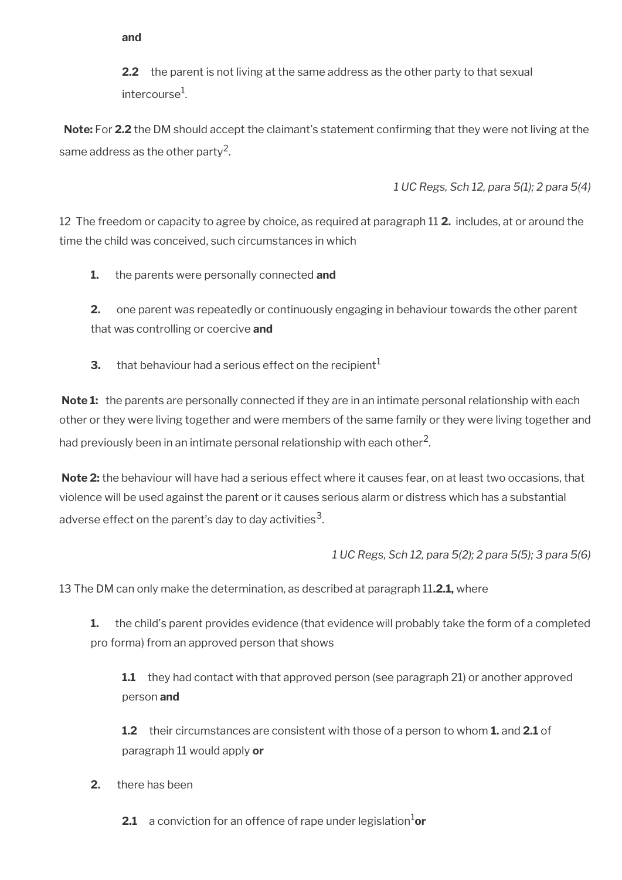**and**

**2.2** the parent is not living at the same address as the other party to that sexual intercourse[1].

**Note:** For **2.2** the DM should accept the claimant's statement confirming that they were not living at the same address as the other party[2].

*1 UC Regs, Sch 12, para 5(1); 2 para 5(4)*

12 The freedom or capacity to agree by choice, as required at paragraph 11 **2.** includes, at or around the time the child was conceived, such circumstances in which

**1.** the parents were personally connected **and**

**2.** one parent was repeatedly or continuously engaging in behaviour towards the other parent that was controlling or coercive **and**

**3.** that behaviour had a serious effect on the recipient[1]

**Note 1:** the parents are personally connected if they are in an intimate personal relationship with each other or they were living together and were members of the same family or they were living together and had previously been in an intimate personal relationship with each other[2].

**Note 2:** the behaviour will have had a serious effect where it causes fear, on at least two occasions, that violence will be used against the parent or it causes serious alarm or distress which has a substantial adverse effect on the parent's day to day activities[3].

*1 UC Regs, Sch 12, para 5(2); 2 para 5(5); 3 para 5(6)*

13 The DM can only make the determination, as described at paragraph 11**.2.1,** where

**1.** the child's parent provides evidence (that evidence will probably take the form of a completed pro forma) from an approved person that shows

**1.1** they had contact with that approved person (see paragraph 21) or another approved person **and**

**1.2** their circumstances are consistent with those of a person to whom **1.** and **2.1** of paragraph 11 would apply **or**

**2.** there has been

**2.1** a conviction for an offence of rape under legislation[1] **or**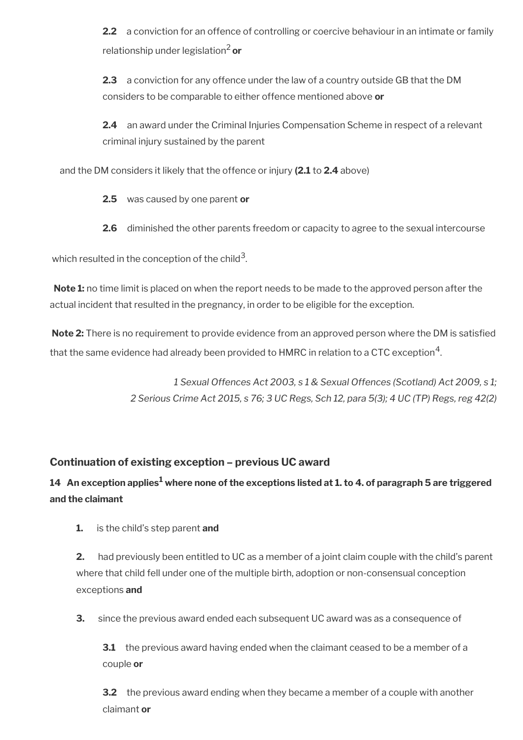**2.2** a conviction for an offence of controlling or coercive behaviour in an intimate or family relationship under legislation[2] **or**

**2.3** a conviction for any offence under the law of a country outside GB that the DM considers to be comparable to either offence mentioned above **or**

**2.4** an award under the Criminal Injuries Compensation Scheme in respect of a relevant criminal injury sustained by the parent

and the DM considers it likely that the offence or injury **(2.1** to **2.4** above)

**2.5** was caused by one parent **or**

**2.6** diminished the other parents freedom or capacity to agree to the sexual intercourse

which resulted in the conception of the child[3].

**Note 1:** no time limit is placed on when the report needs to be made to the approved person after the actual incident that resulted in the pregnancy, in order to be eligible for the exception.

**Note 2:** There is no requirement to provide evidence from an approved person where the DM is satisfied that the same evidence had already been provided to HMRC in relation to a CTC exception[4].

*1 Sexual Offences Act 2003, s 1 & Sexual Offences (Scotland) Act 2009, s 1; 2 Serious Crime Act 2015, s 76; 3 UC Regs, Sch 12, para 5(3); 4 UC (TP) Regs, reg 42(2)*

### Continuation of existing exception – previous UC award

**14 An exception applies[1] where none of the exceptions listed at 1. to 4. of paragraph 5 are triggered and the claimant**

**1.** is the child's step parent **and**

**2.** had previously been entitled to UC as a member of a joint claim couple with the child's parent where that child fell under one of the multiple birth, adoption or non-consensual conception exceptions **and**

**3.** since the previous award ended each subsequent UC award was as a consequence of

**3.1** the previous award having ended when the claimant ceased to be a member of a couple **or**

**3.2** the previous award ending when they became a member of a couple with another claimant **or**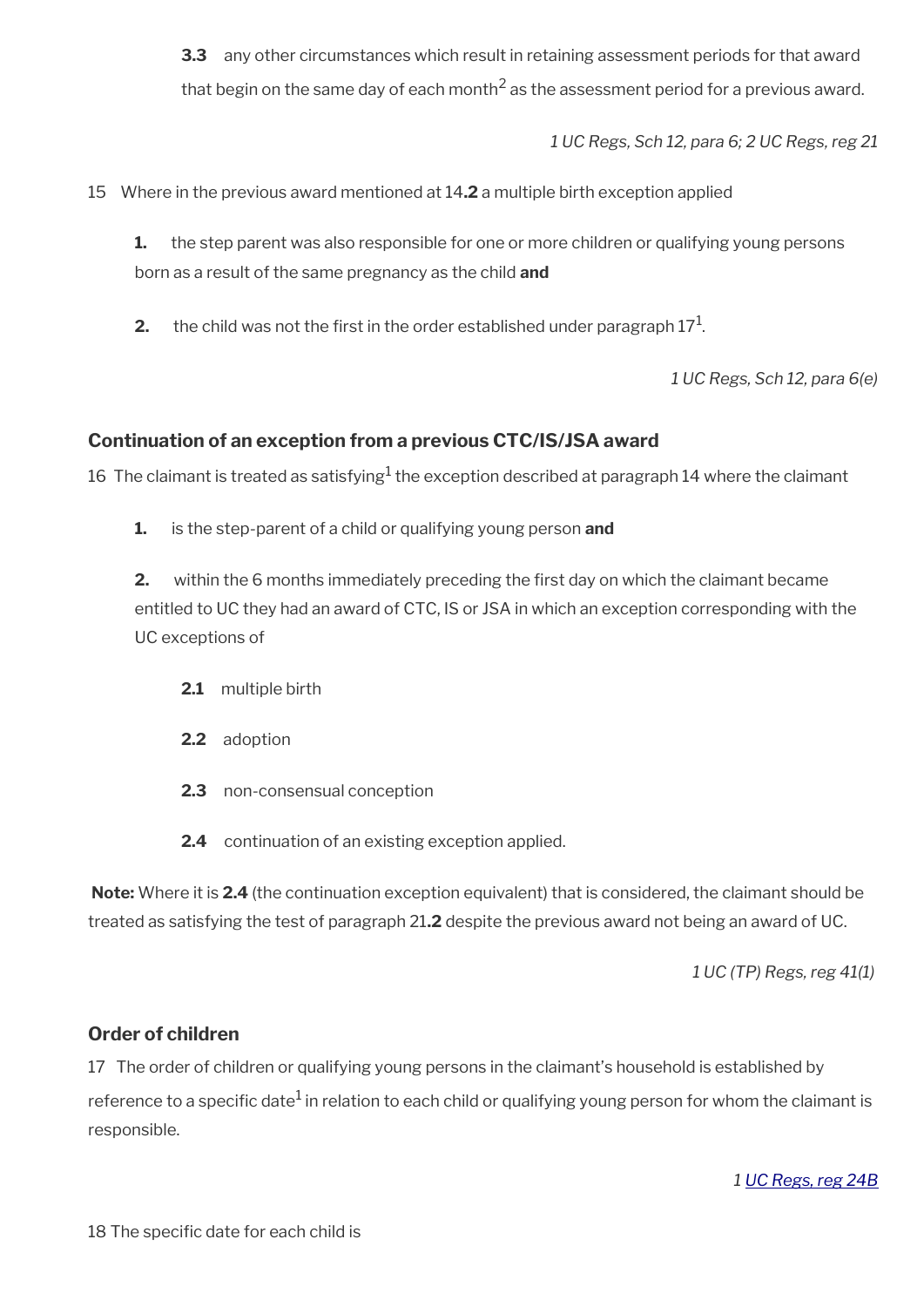**3.3** any other circumstances which result in retaining assessment periods for that award that begin on the same day of each month[2] as the assessment period for a previous award.

*1 UC Regs, Sch 12, para 6; 2 UC Regs, reg 21*

15 Where in the previous award mentioned at 14**.2** a multiple birth exception applied

**1.** the step parent was also responsible for one or more children or qualifying young persons born as a result of the same pregnancy as the child **and**

**2.** the child was not the first in the order established under paragraph 17[1].

*1 UC Regs, Sch 12, para 6(e)*

### Continuation of an exception from a previous CTC/IS/JSA award

16 The claimant is treated as satisfying[1] the exception described at paragraph 14 where the claimant

**1.** is the step-parent of a child or qualifying young person **and**

**2.** within the 6 months immediately preceding the first day on which the claimant became entitled to UC they had an award of CTC, IS or JSA in which an exception corresponding with the UC exceptions of

**2.1** multiple birth

**2.2** adoption

**2.3** non-consensual conception

**2.4** continuation of an existing exception applied.

**Note:** Where it is **2.4** (the continuation exception equivalent) that is considered, the claimant should be treated as satisfying the test of paragraph 21**.2** despite the previous award not being an award of UC.

*1 UC (TP) Regs, reg 41(1)*

### Order of children

17 The order of children or qualifying young persons in the claimant's household is established by reference to a specific date[1] in relation to each child or qualifying young person for whom the claimant is responsible.

*1 UC Regs, reg 24B*

18 The specific date for each child is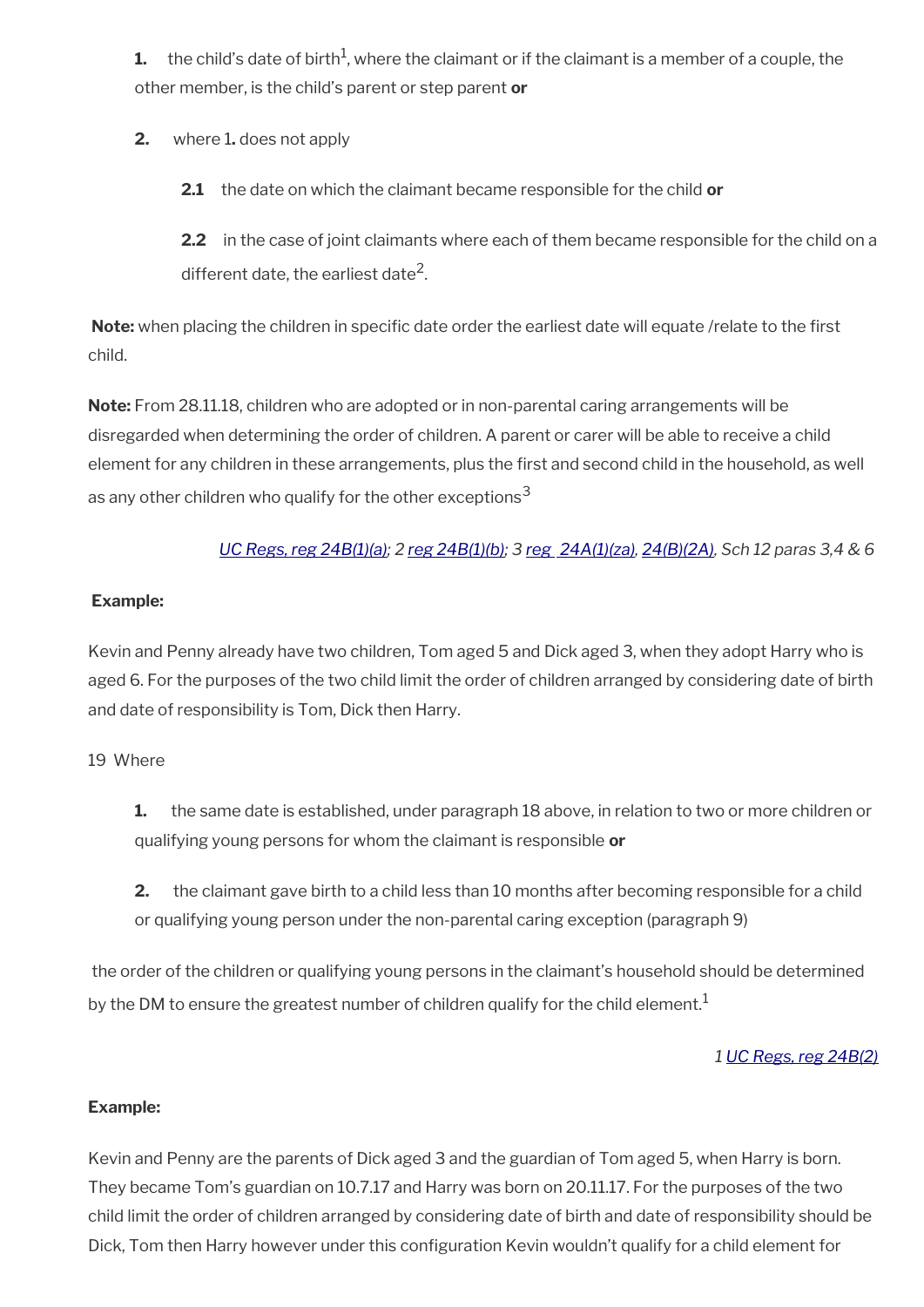**1.** the child's date of birth[1], where the claimant or if the claimant is a member of a couple, the other member, is the child's parent or step parent **or**

**2.** where 1**.** does not apply

> **2.1** the date on which the claimant became responsible for the child **or**
>
> **2.2** in the case of joint claimants where each of them became responsible for the child on a different date, the earliest date[2].

**Note:** when placing the children in specific date order the earliest date will equate /relate to the first child.

**Note:** From 28.11.18, children who are adopted or in non-parental caring arrangements will be disregarded when determining the order of children. A parent or carer will be able to receive a child element for any children in these arrangements, plus the first and second child in the household, as well as any other children who qualify for the other exceptions[3]

*UC Regs, reg 24B(1)(a); 2 reg 24B(1)(b); 3 reg 24A(1)(za), 24(B)(2A), Sch 12 paras 3,4 & 6*

**Example:**

Kevin and Penny already have two children, Tom aged 5 and Dick aged 3, when they adopt Harry who is aged 6. For the purposes of the two child limit the order of children arranged by considering date of birth and date of responsibility is Tom, Dick then Harry.

19 Where

**1.** the same date is established, under paragraph 18 above, in relation to two or more children or qualifying young persons for whom the claimant is responsible **or**

**2.** the claimant gave birth to a child less than 10 months after becoming responsible for a child or qualifying young person under the non-parental caring exception (paragraph 9)

the order of the children or qualifying young persons in the claimant's household should be determined by the DM to ensure the greatest number of children qualify for the child element.[1]

*1 UC Regs, reg 24B(2)*

**Example:**

Kevin and Penny are the parents of Dick aged 3 and the guardian of Tom aged 5, when Harry is born. They became Tom's guardian on 10.7.17 and Harry was born on 20.11.17. For the purposes of the two child limit the order of children arranged by considering date of birth and date of responsibility should be Dick, Tom then Harry however under this configuration Kevin wouldn't qualify for a child element for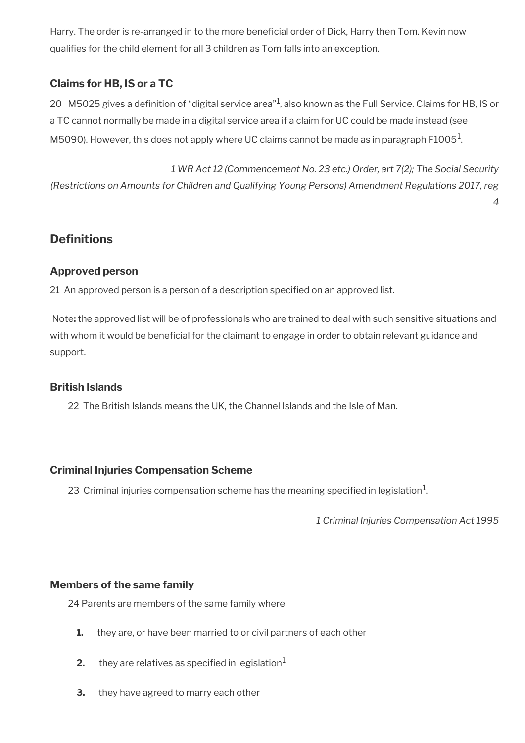Harry. The order is re-arranged in to the more beneficial order of Dick, Harry then Tom. Kevin now qualifies for the child element for all 3 children as Tom falls into an exception.

### Claims for HB, IS or a TC

20 M5025 gives a definition of "digital service area"[1], also known as the Full Service. Claims for HB, IS or a TC cannot normally be made in a digital service area if a claim for UC could be made instead (see M5090). However, this does not apply where UC claims cannot be made as in paragraph F1005[1].

*1 WR Act 12 (Commencement No. 23 etc.) Order, art 7(2); The Social Security (Restrictions on Amounts for Children and Qualifying Young Persons) Amendment Regulations 2017, reg 4*

## Definitions

### Approved person

21 An approved person is a person of a description specified on an approved list.

Note**:** the approved list will be of professionals who are trained to deal with such sensitive situations and with whom it would be beneficial for the claimant to engage in order to obtain relevant guidance and support.

### British Islands

22 The British Islands means the UK, the Channel Islands and the Isle of Man.

### Criminal Injuries Compensation Scheme

23 Criminal injuries compensation scheme has the meaning specified in legislation[1].

*1 Criminal Injuries Compensation Act 1995*

### Members of the same family

24 Parents are members of the same family where

1. they are, or have been married to or civil partners of each other
2. they are relatives as specified in legislation[1]
3. they have agreed to marry each other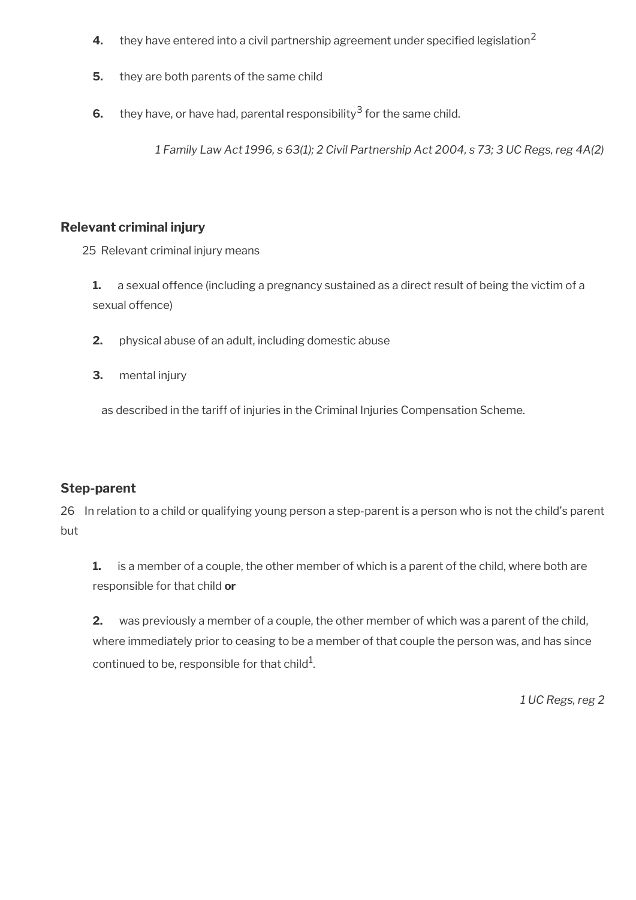4. they have entered into a civil partnership agreement under specified legislation[2]

5. they are both parents of the same child

6. they have, or have had, parental responsibility[3] for the same child.

*1 Family Law Act 1996, s 63(1); 2 Civil Partnership Act 2004, s 73; 3 UC Regs, reg 4A(2)*

### Relevant criminal injury

25 Relevant criminal injury means

1. a sexual offence (including a pregnancy sustained as a direct result of being the victim of a sexual offence)

2. physical abuse of an adult, including domestic abuse

3. mental injury

as described in the tariff of injuries in the Criminal Injuries Compensation Scheme.

### Step-parent

26 In relation to a child or qualifying young person a step-parent is a person who is not the child's parent but

1. is a member of a couple, the other member of which is a parent of the child, where both are responsible for that child **or**

2. was previously a member of a couple, the other member of which was a parent of the child, where immediately prior to ceasing to be a member of that couple the person was, and has since continued to be, responsible for that child[1].

*1 UC Regs, reg 2*